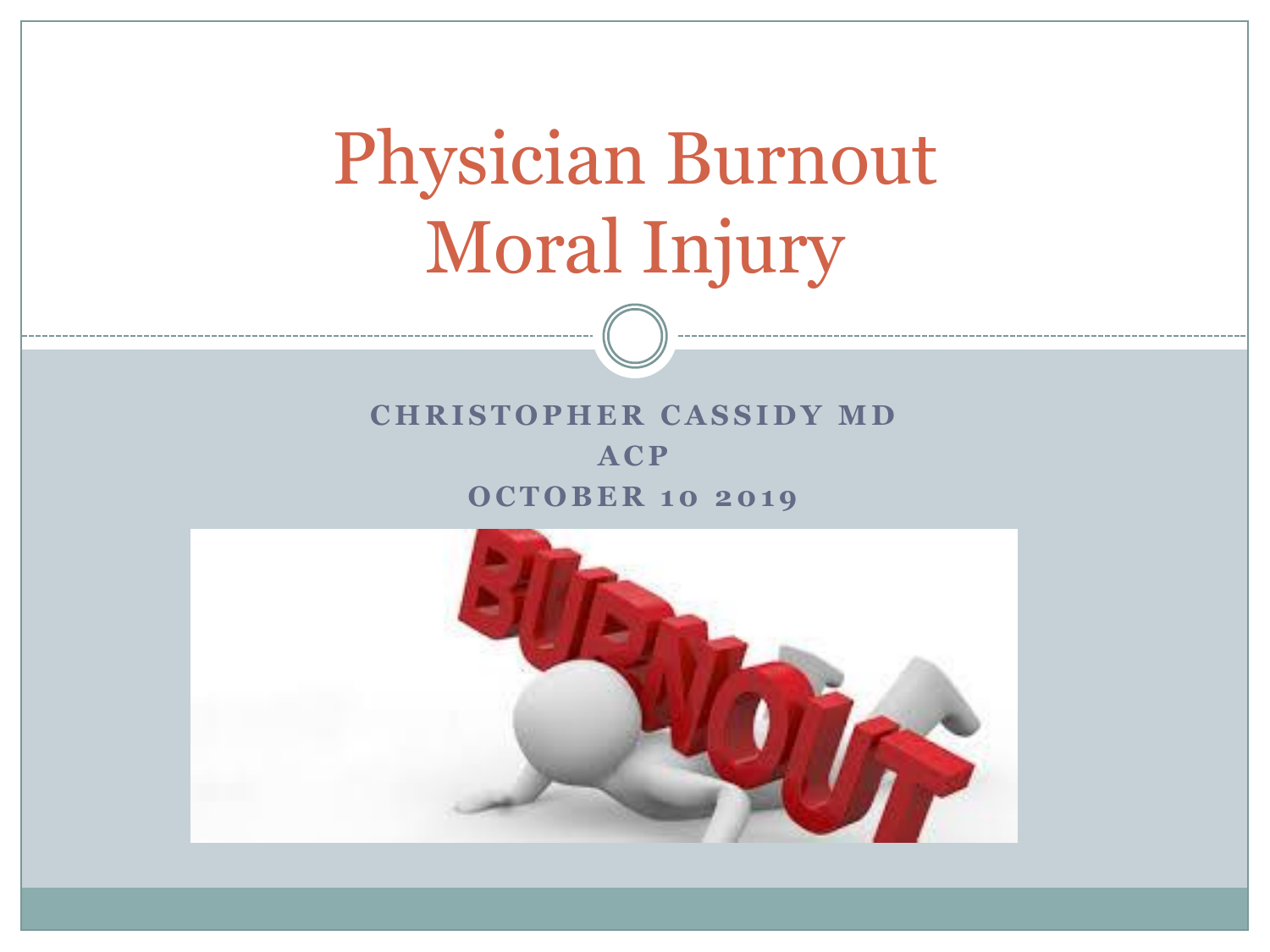# Physician Burnout
# Moral Injury

**CHRISTOPHER CASSIDY MD**

**ACP**

**OCTOBER 10 2019**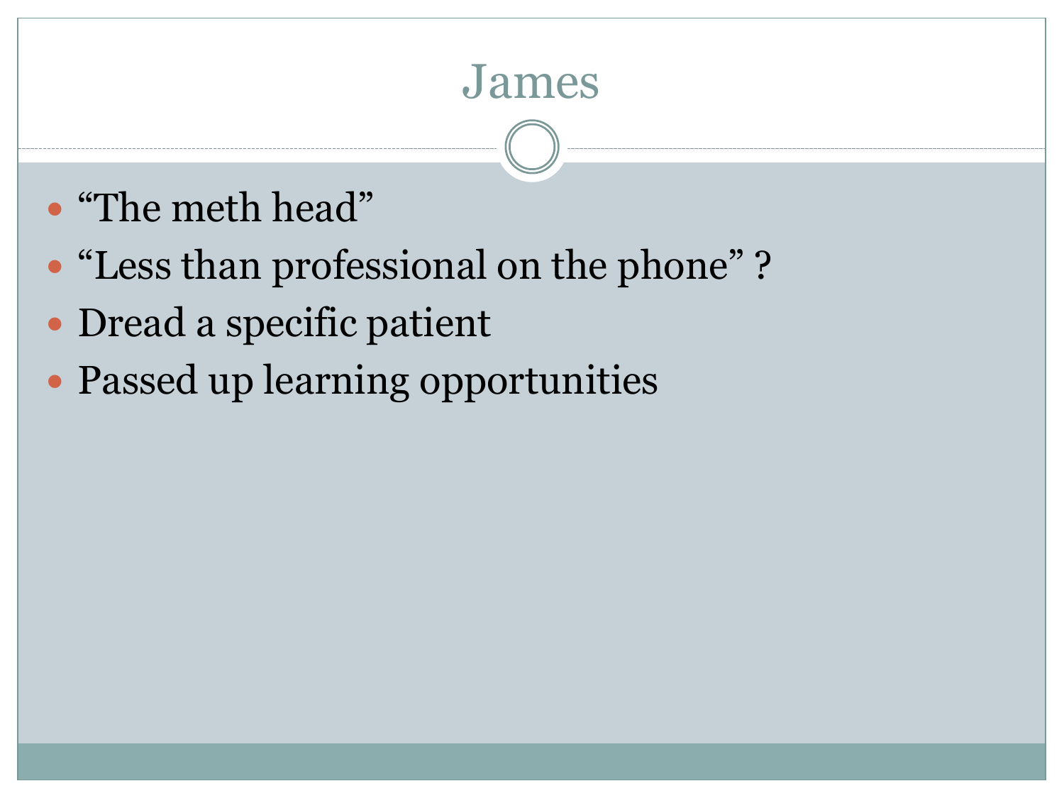# James

- "The meth head"
- "Less than professional on the phone" ?
- Dread a specific patient
- Passed up learning opportunities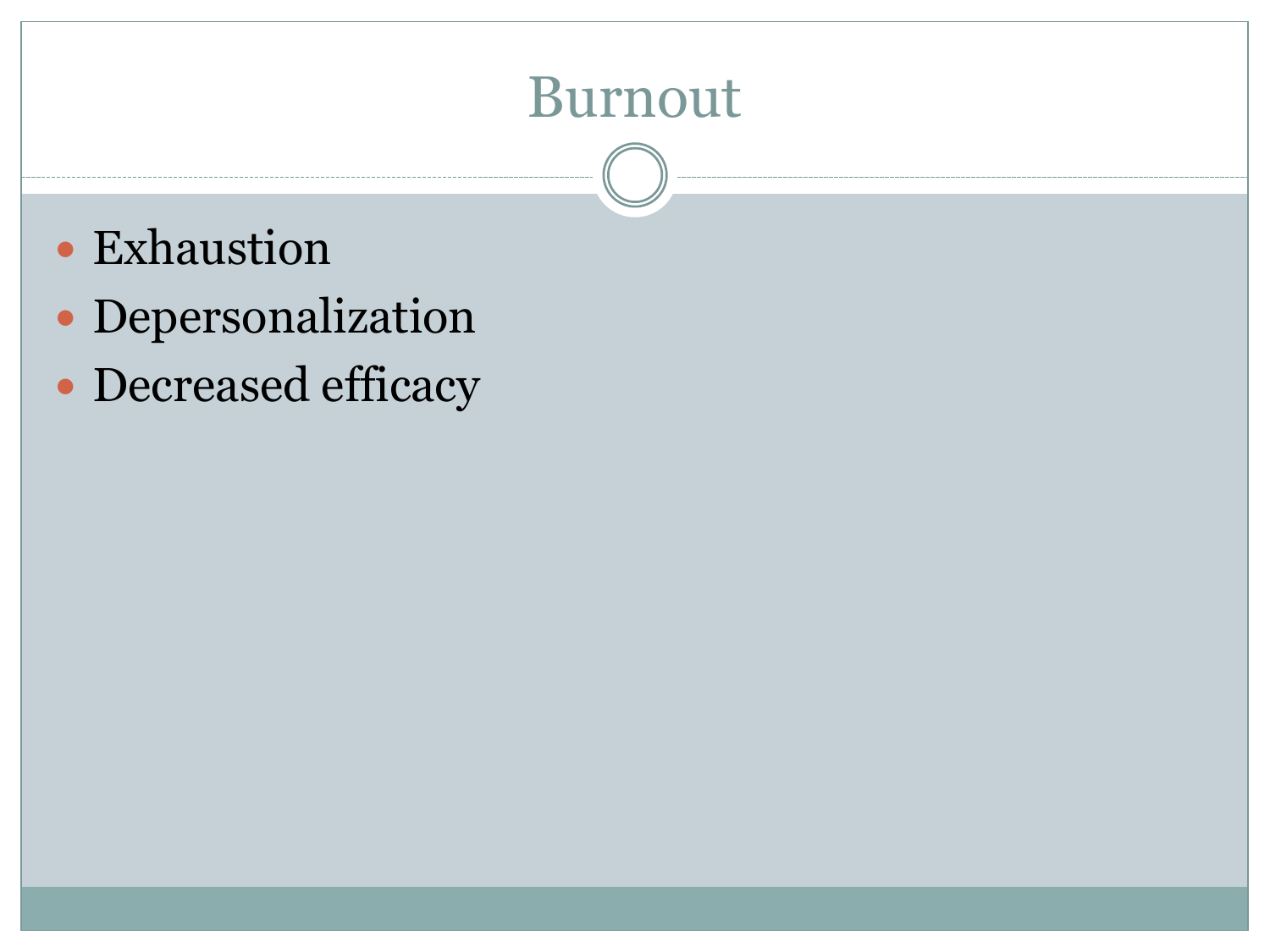# Burnout

- Exhaustion
- Depersonalization
- Decreased efficacy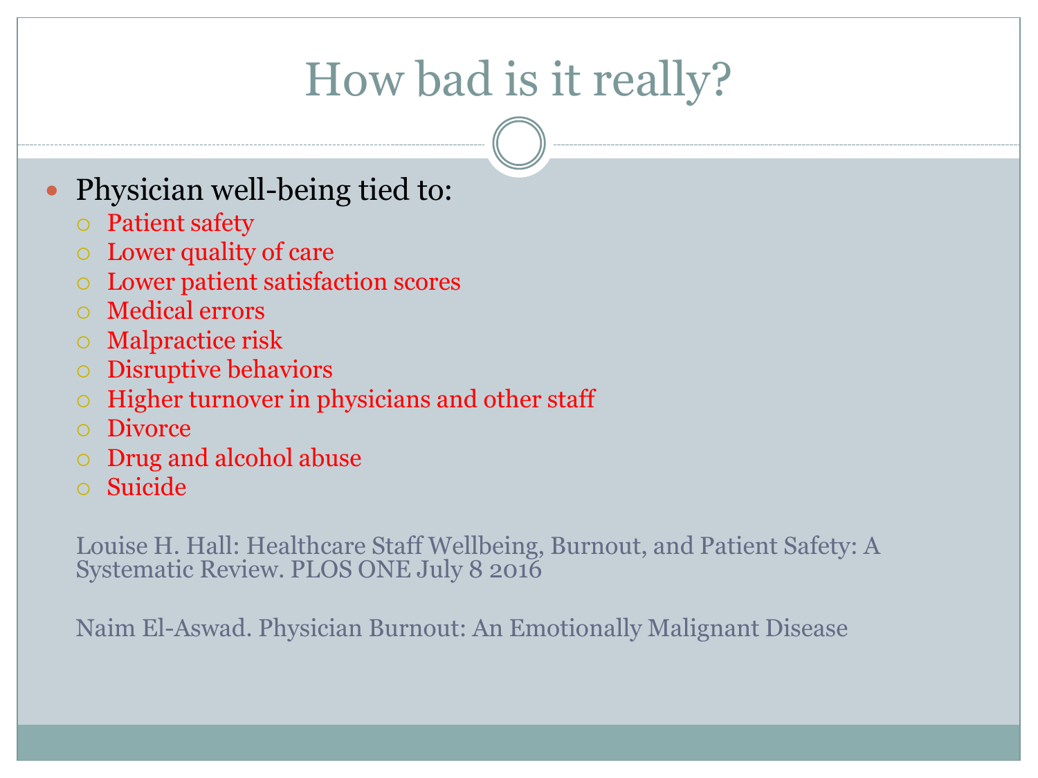# How bad is it really?

- Physician well-being tied to:
  - Patient safety
  - Lower quality of care
  - Lower patient satisfaction scores
  - Medical errors
  - Malpractice risk
  - Disruptive behaviors
  - Higher turnover in physicians and other staff
  - Divorce
  - Drug and alcohol abuse
  - Suicide

Louise H. Hall: Healthcare Staff Wellbeing, Burnout, and Patient Safety: A Systematic Review. PLOS ONE July 8 2016

Naim El-Aswad. Physician Burnout: An Emotionally Malignant Disease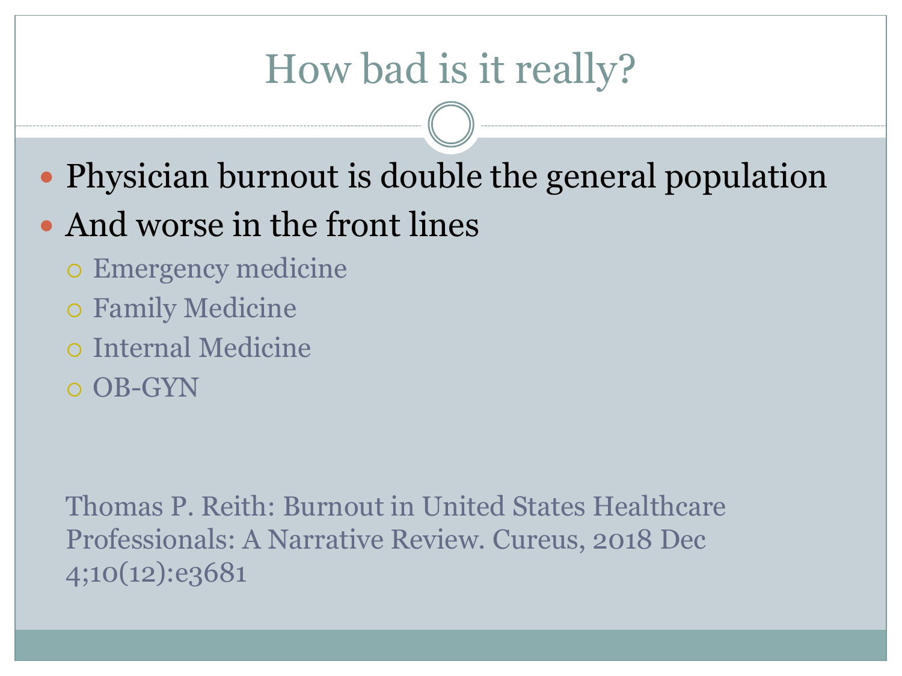# How bad is it really?

- Physician burnout is double the general population
- And worse in the front lines
  - Emergency medicine
  - Family Medicine
  - Internal Medicine
  - OB-GYN

Thomas P. Reith: Burnout in United States Healthcare Professionals: A Narrative Review. Cureus, 2018 Dec 4;10(12):e3681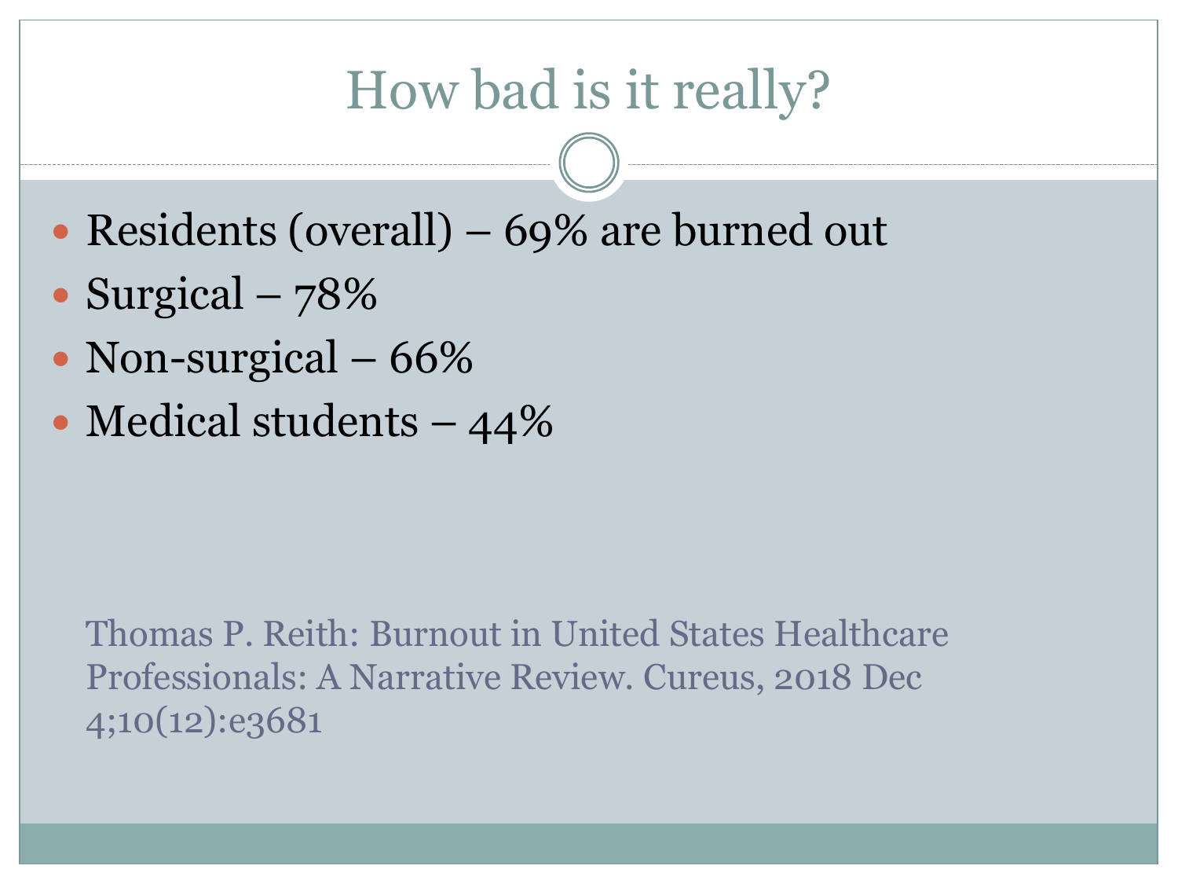# How bad is it really?

- Residents (overall) – 69% are burned out
- Surgical – 78%
- Non-surgical – 66%
- Medical students – 44%

Thomas P. Reith: Burnout in United States Healthcare Professionals: A Narrative Review. Cureus, 2018 Dec 4;10(12):e3681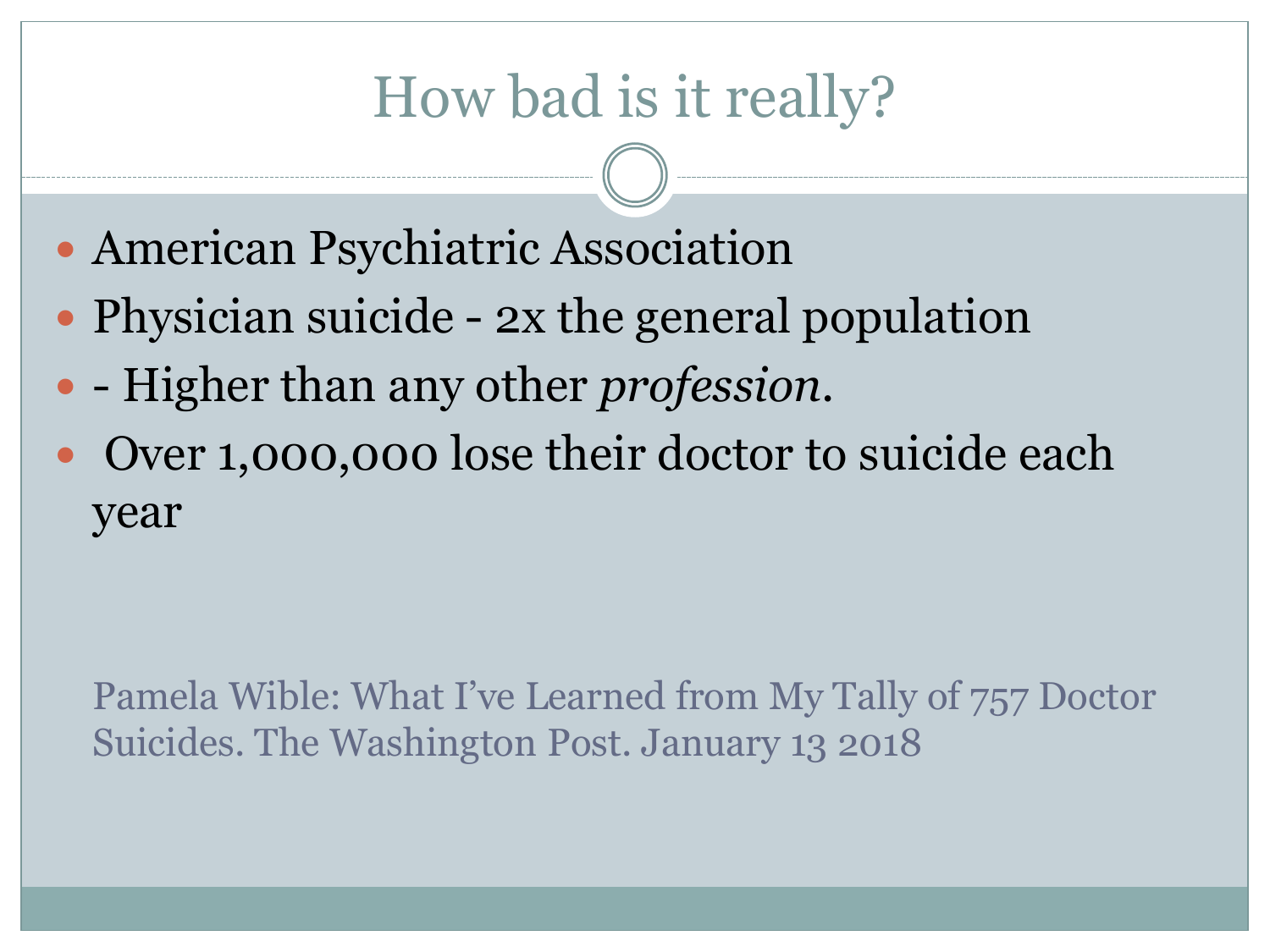# How bad is it really?

- American Psychiatric Association
- Physician suicide - 2x the general population
- - Higher than any other *profession*.
- Over 1,000,000 lose their doctor to suicide each year

Pamela Wible: What I've Learned from My Tally of 757 Doctor Suicides. The Washington Post. January 13 2018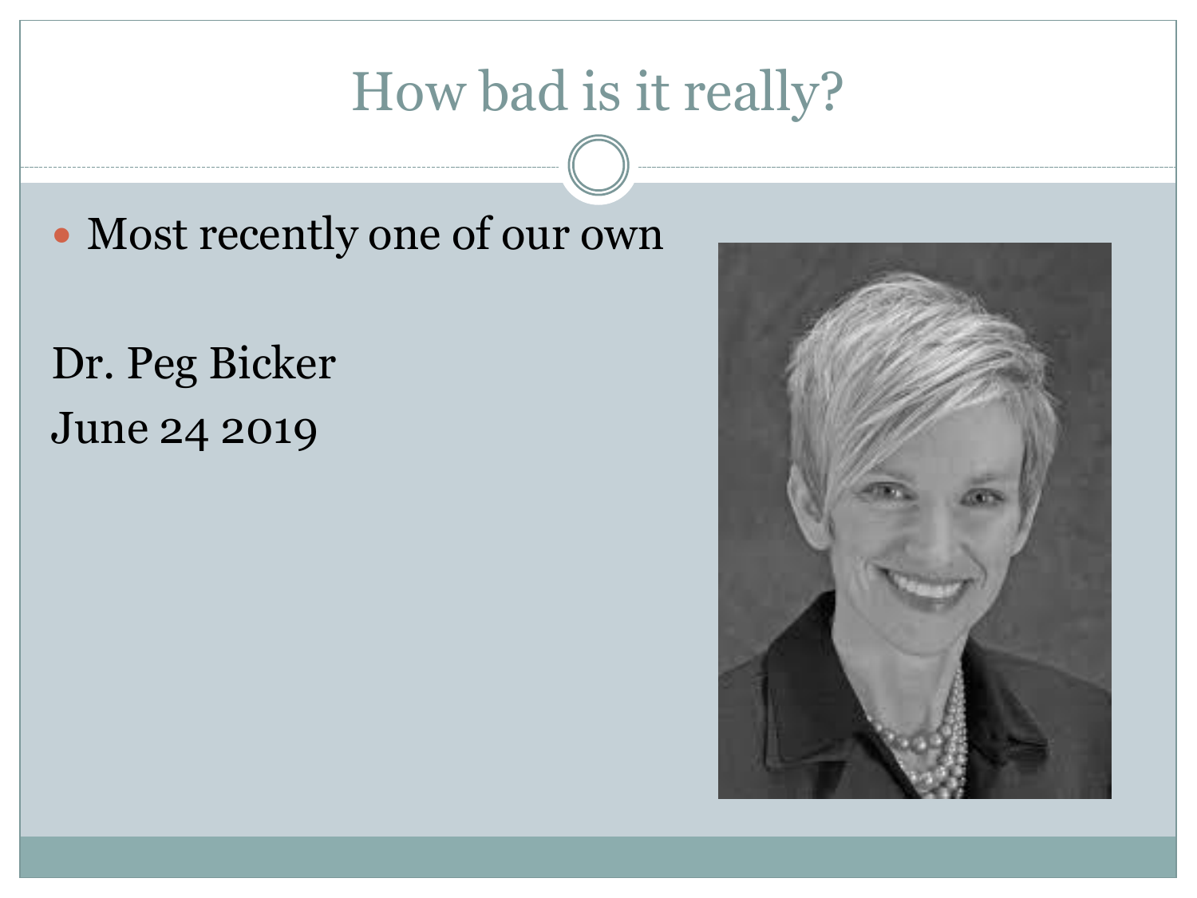# How bad is it really?

- Most recently one of our own

Dr. Peg Bicker
June 24 2019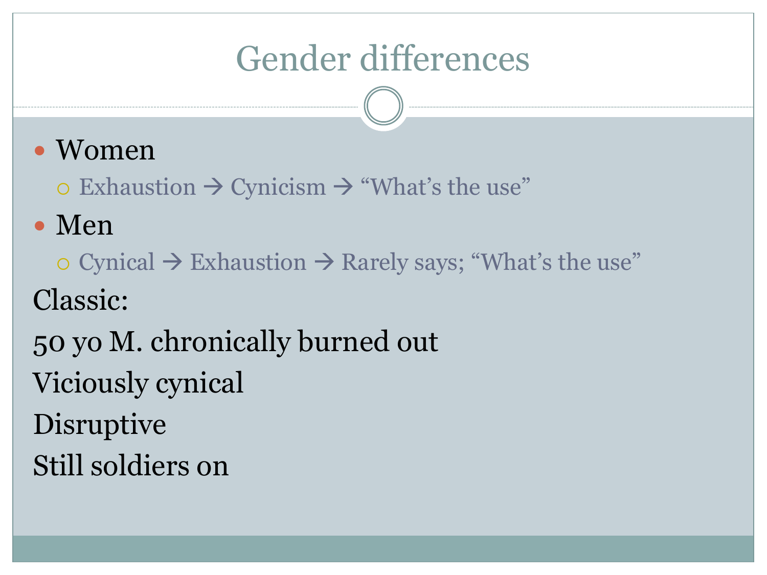# Gender differences

- Women
  - Exhaustion → Cynicism → “What’s the use”
- Men
  - Cynical → Exhaustion → Rarely says; “What’s the use”

Classic:

50 yo M. chronically burned out

Viciously cynical

Disruptive

Still soldiers on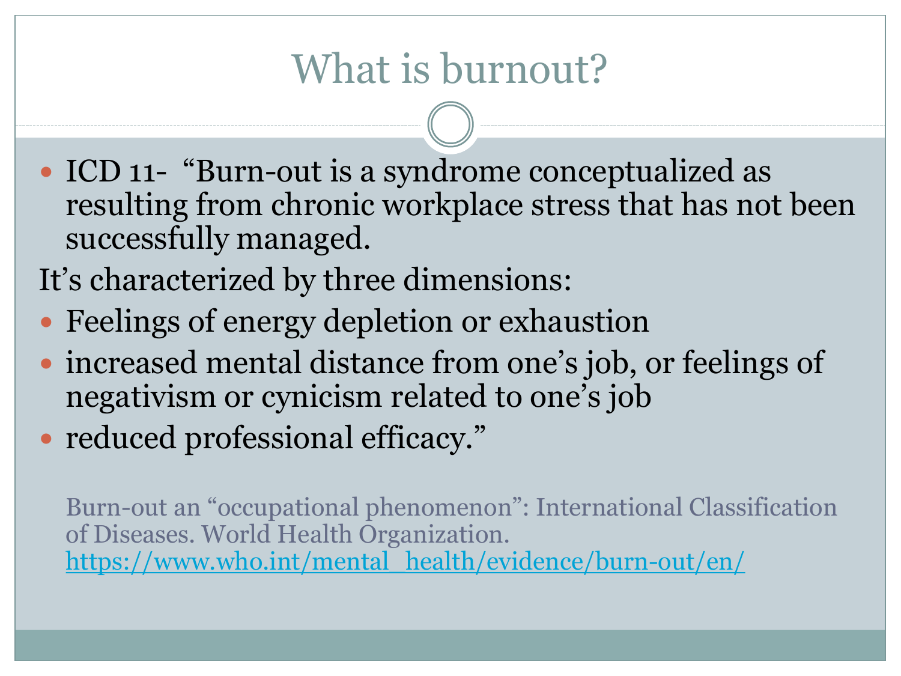# What is burnout?

- ICD 11- “Burn-out is a syndrome conceptualized as resulting from chronic workplace stress that has not been successfully managed.

It’s characterized by three dimensions:

- Feelings of energy depletion or exhaustion
- increased mental distance from one’s job, or feelings of negativism or cynicism related to one’s job
- reduced professional efficacy.”

Burn-out an “occupational phenomenon”: International Classification of Diseases. World Health Organization. https://www.who.int/mental_health/evidence/burn-out/en/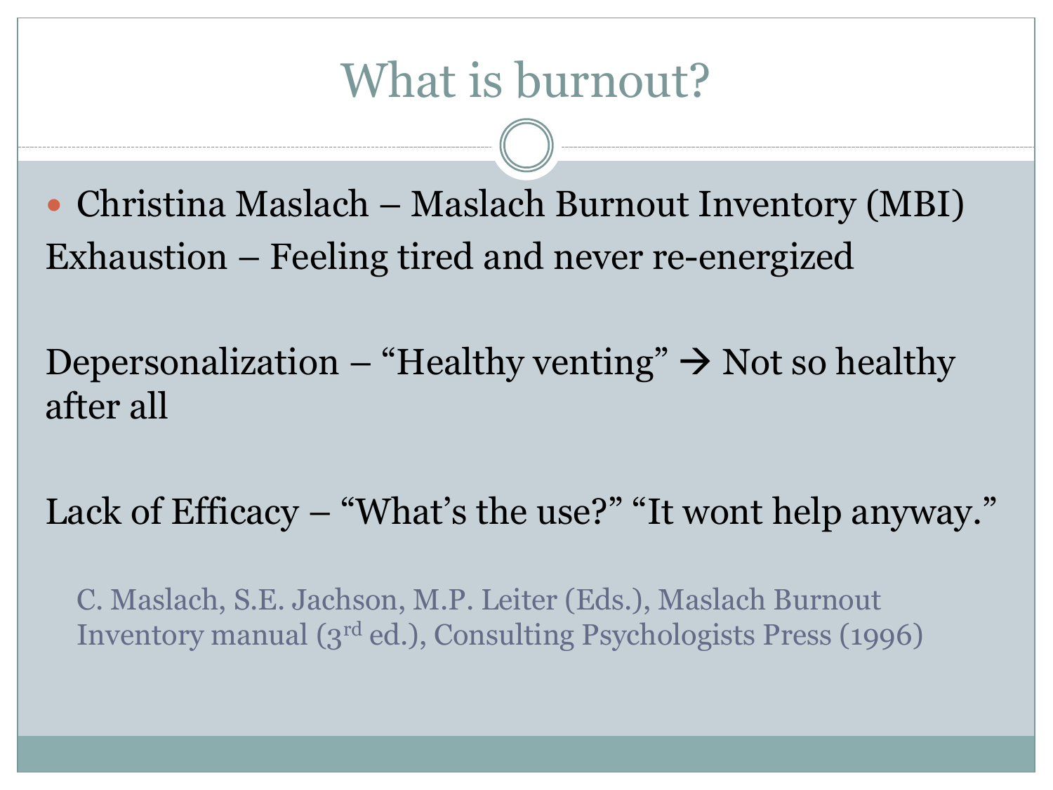# What is burnout?

- Christina Maslach – Maslach Burnout Inventory (MBI)

Exhaustion – Feeling tired and never re-energized

Depersonalization – "Healthy venting" → Not so healthy after all

Lack of Efficacy – "What's the use?" "It wont help anyway."

C. Maslach, S.E. Jachson, M.P. Leiter (Eds.), Maslach Burnout Inventory manual (3rd ed.), Consulting Psychologists Press (1996)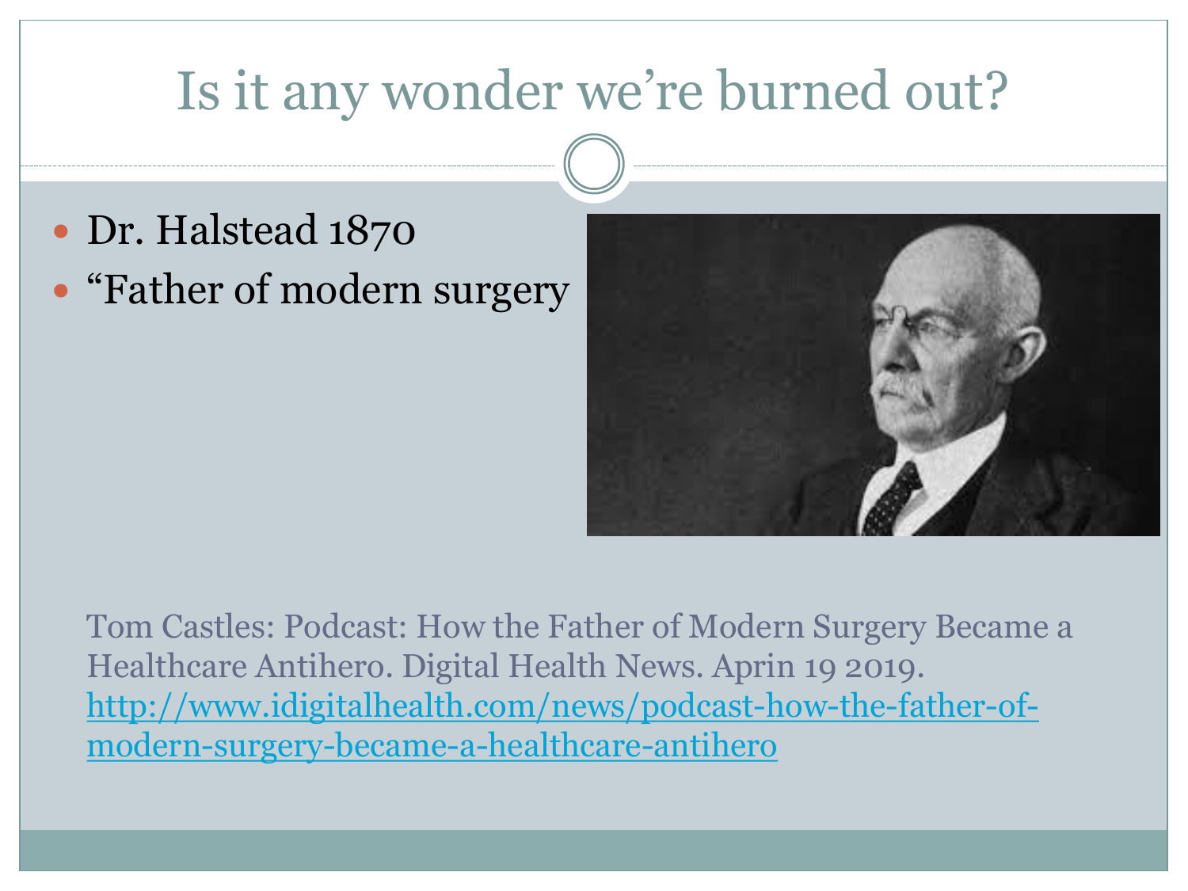# Is it any wonder we're burned out?

- Dr. Halstead 1870
- "Father of modern surgery

Tom Castles: Podcast: How the Father of Modern Surgery Became a Healthcare Antihero. Digital Health News. Aprin 19 2019. [http://www.idigitalhealth.com/news/podcast-how-the-father-of-modern-surgery-became-a-healthcare-antihero](http://www.idigitalhealth.com/news/podcast-how-the-father-of-modern-surgery-became-a-healthcare-antihero)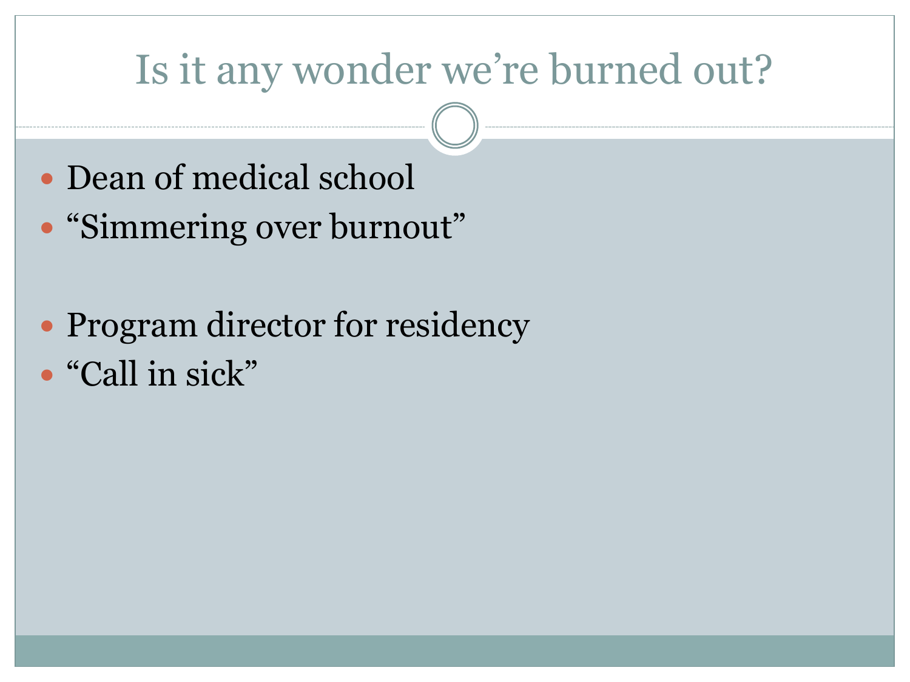# Is it any wonder we're burned out?

- Dean of medical school
- "Simmering over burnout"

- Program director for residency
- "Call in sick"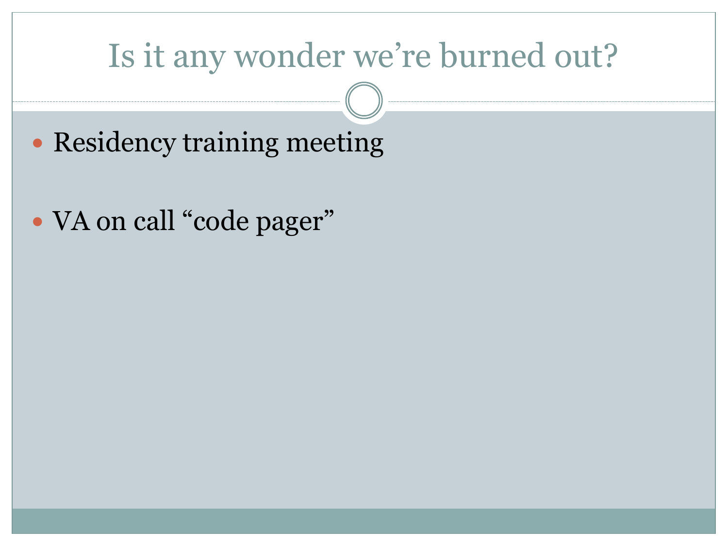# Is it any wonder we're burned out?

- Residency training meeting
- VA on call "code pager"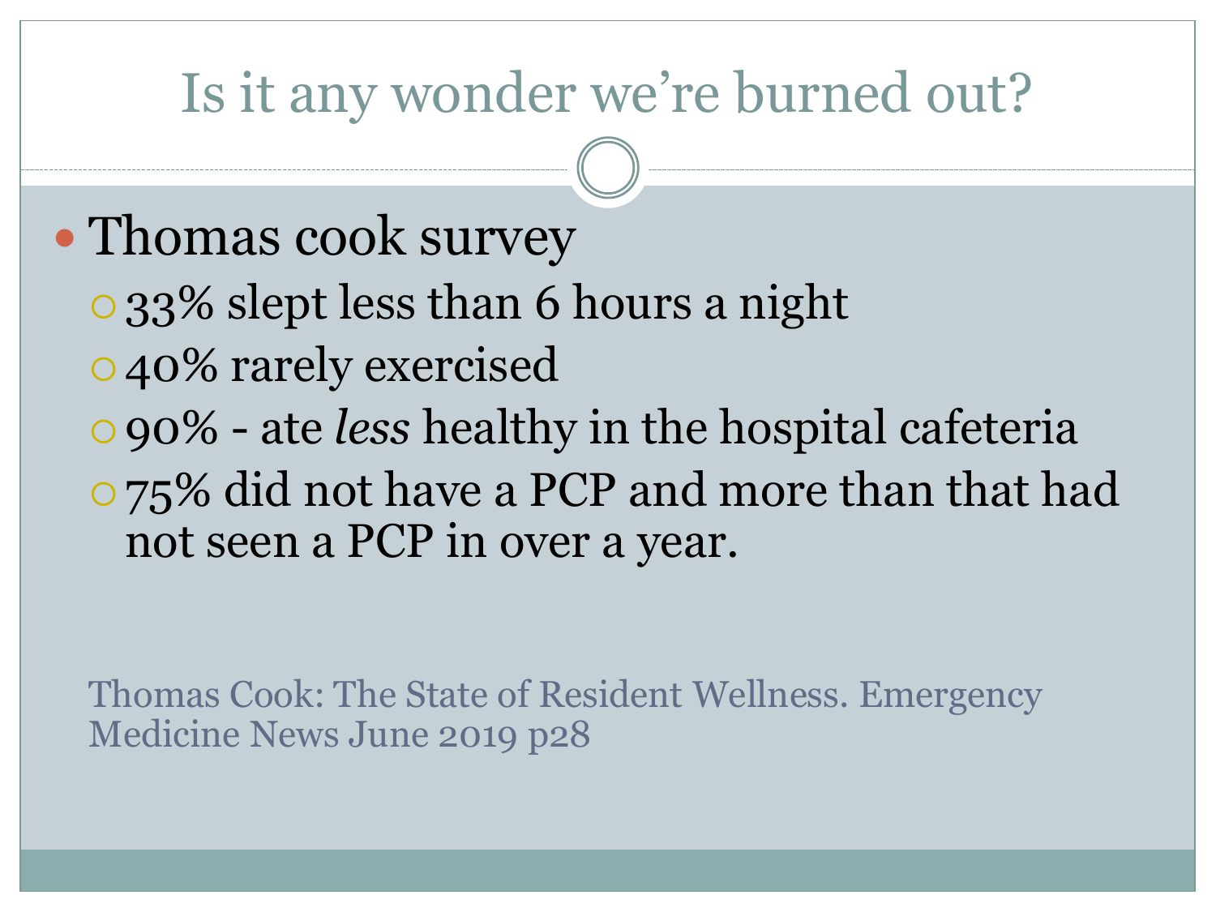# Is it any wonder we're burned out?

- Thomas cook survey
  - 33% slept less than 6 hours a night
  - 40% rarely exercised
  - 90% - ate *less* healthy in the hospital cafeteria
  - 75% did not have a PCP and more than that had not seen a PCP in over a year.

Thomas Cook: The State of Resident Wellness. Emergency Medicine News June 2019 p28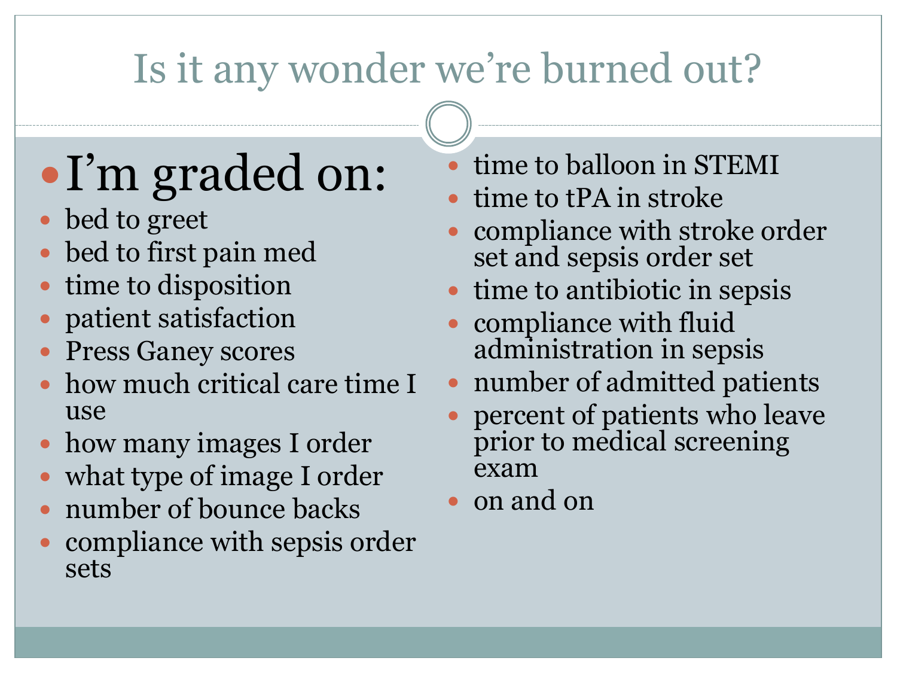# Is it any wonder we're burned out?

- I'm graded on:
  - bed to greet
  - bed to first pain med
  - time to disposition
  - patient satisfaction
  - Press Ganey scores
  - how much critical care time I use
  - how many images I order
  - what type of image I order
  - number of bounce backs
  - compliance with sepsis order sets
  - time to balloon in STEMI
  - time to tPA in stroke
  - compliance with stroke order set and sepsis order set
  - time to antibiotic in sepsis
  - compliance with fluid administration in sepsis
  - number of admitted patients
  - percent of patients who leave prior to medical screening exam
  - on and on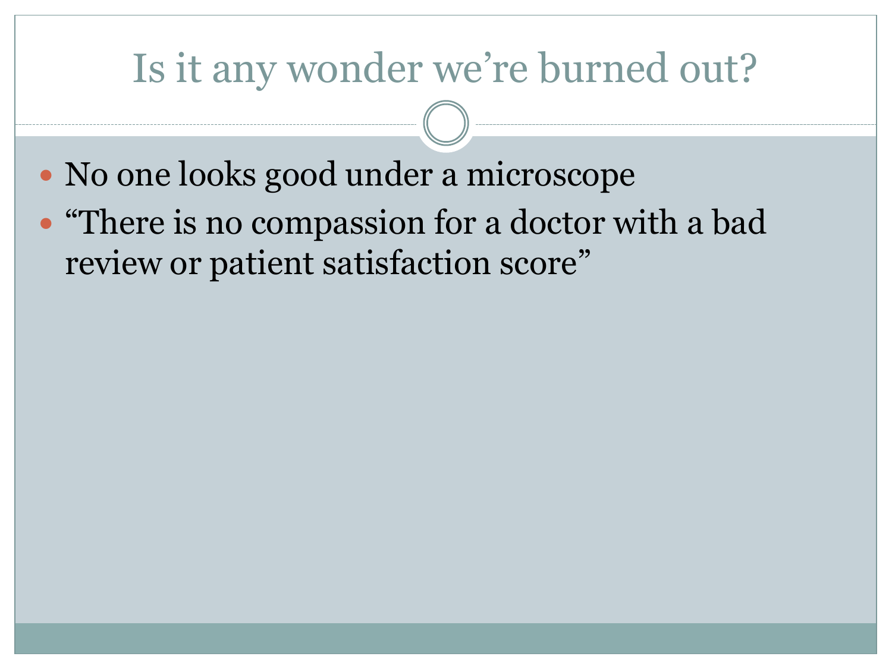# Is it any wonder we're burned out?

- No one looks good under a microscope
- "There is no compassion for a doctor with a bad review or patient satisfaction score"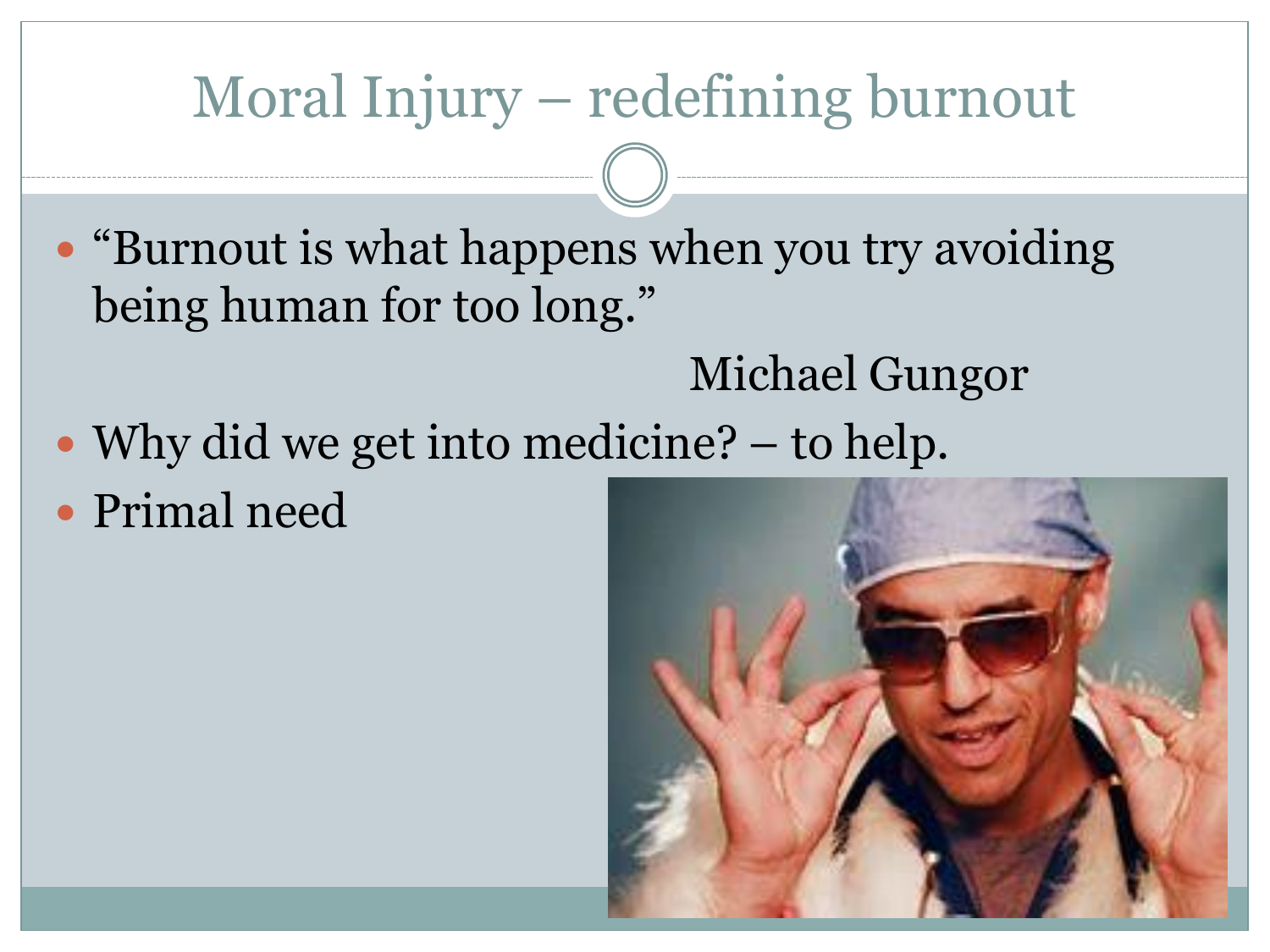# Moral Injury – redefining burnout

- "Burnout is what happens when you try avoiding being human for too long."

  Michael Gungor

- Why did we get into medicine? – to help.
- Primal need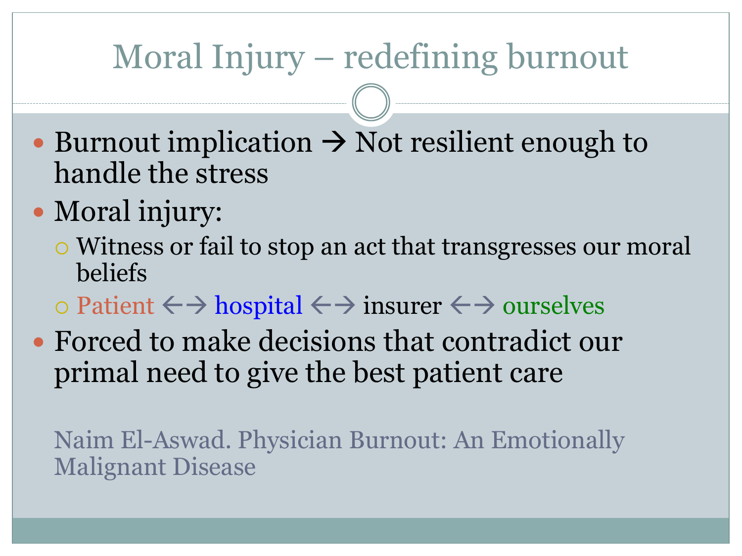# Moral Injury – redefining burnout

- Burnout implication → Not resilient enough to handle the stress
- Moral injury:
  - Witness or fail to stop an act that transgresses our moral beliefs
  - Patient ←→ hospital ←→ insurer ←→ ourselves
- Forced to make decisions that contradict our primal need to give the best patient care

Naim El-Aswad. Physician Burnout: An Emotionally Malignant Disease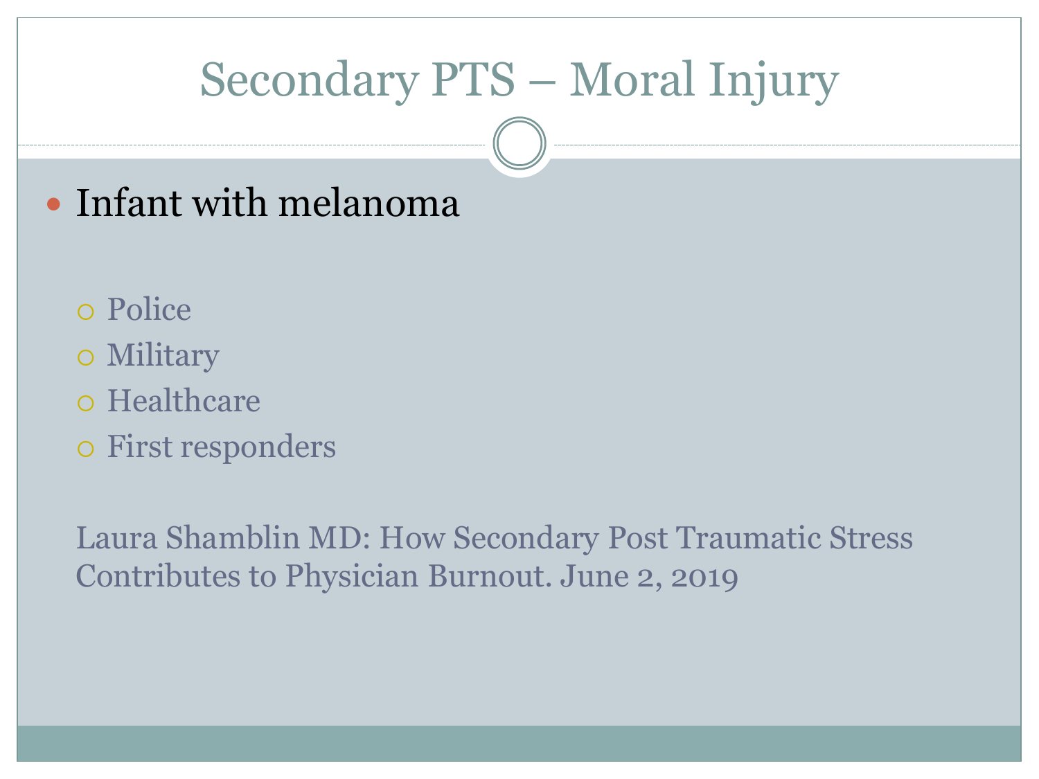# Secondary PTS – Moral Injury

- Infant with melanoma

  - Police
  - Military
  - Healthcare
  - First responders

Laura Shamblin MD: How Secondary Post Traumatic Stress Contributes to Physician Burnout. June 2, 2019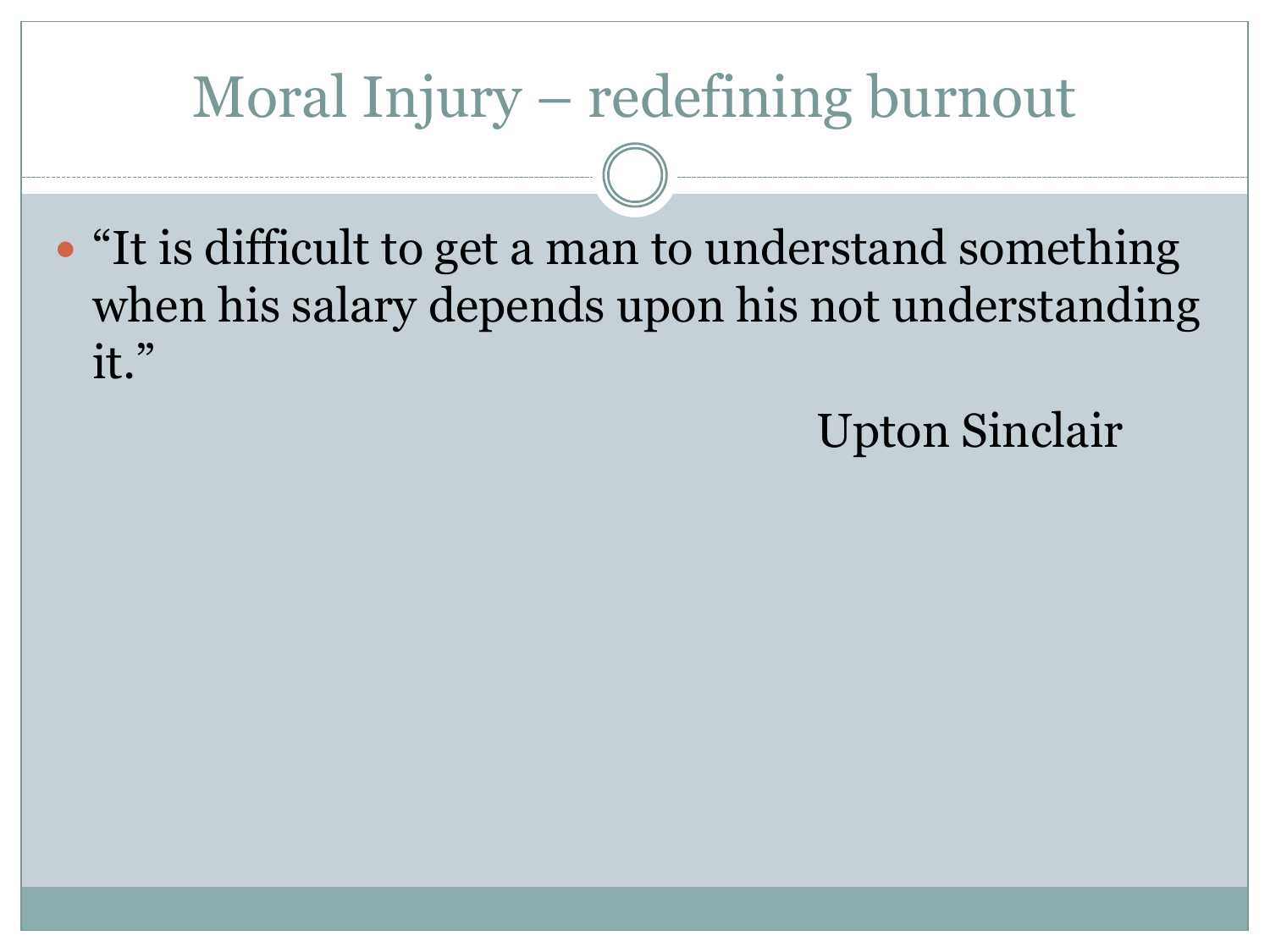# Moral Injury – redefining burnout

- "It is difficult to get a man to understand something when his salary depends upon his not understanding it."

  Upton Sinclair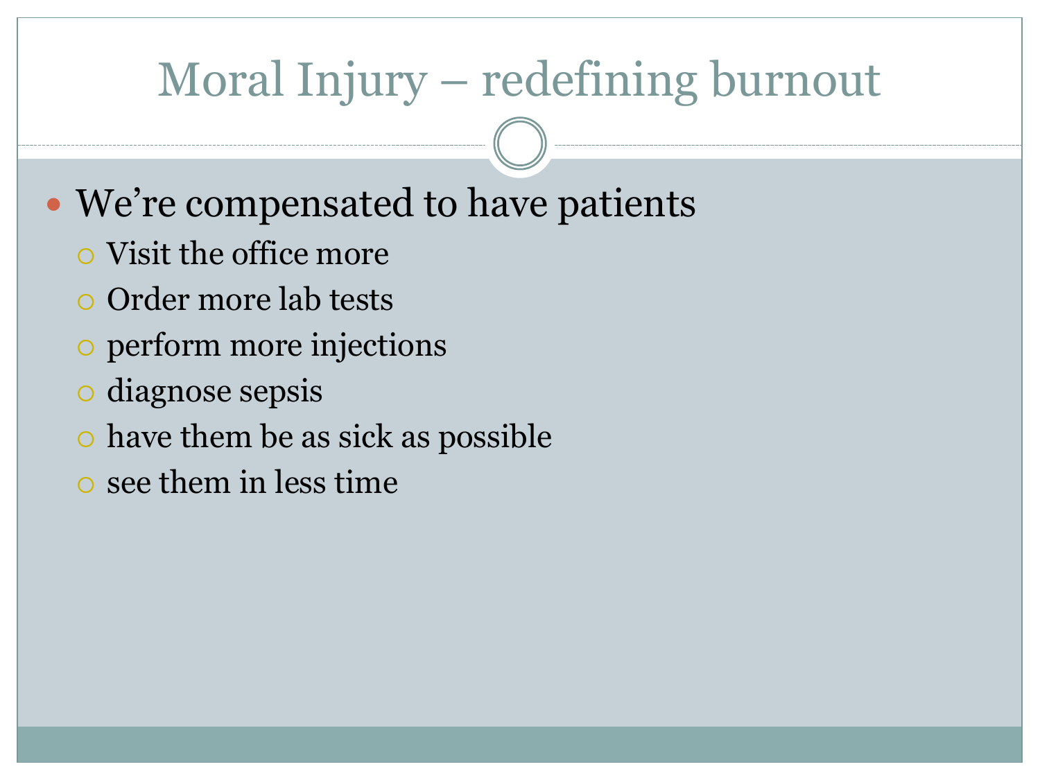# Moral Injury – redefining burnout

- We're compensated to have patients
  - Visit the office more
  - Order more lab tests
  - perform more injections
  - diagnose sepsis
  - have them be as sick as possible
  - see them in less time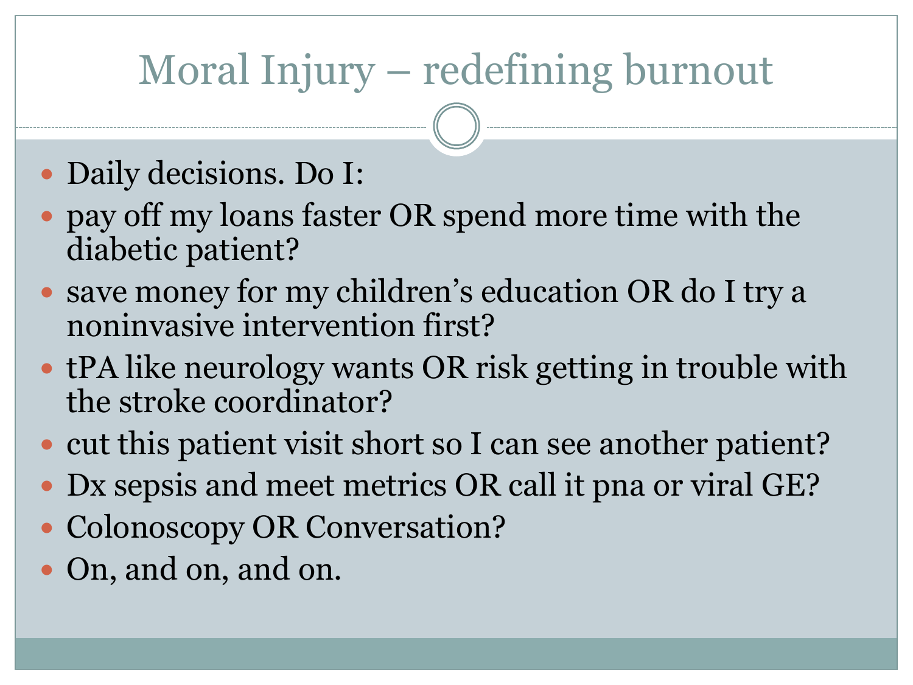# Moral Injury – redefining burnout

- Daily decisions. Do I:
- pay off my loans faster OR spend more time with the diabetic patient?
- save money for my children's education OR do I try a noninvasive intervention first?
- tPA like neurology wants OR risk getting in trouble with the stroke coordinator?
- cut this patient visit short so I can see another patient?
- Dx sepsis and meet metrics OR call it pna or viral GE?
- Colonoscopy OR Conversation?
- On, and on, and on.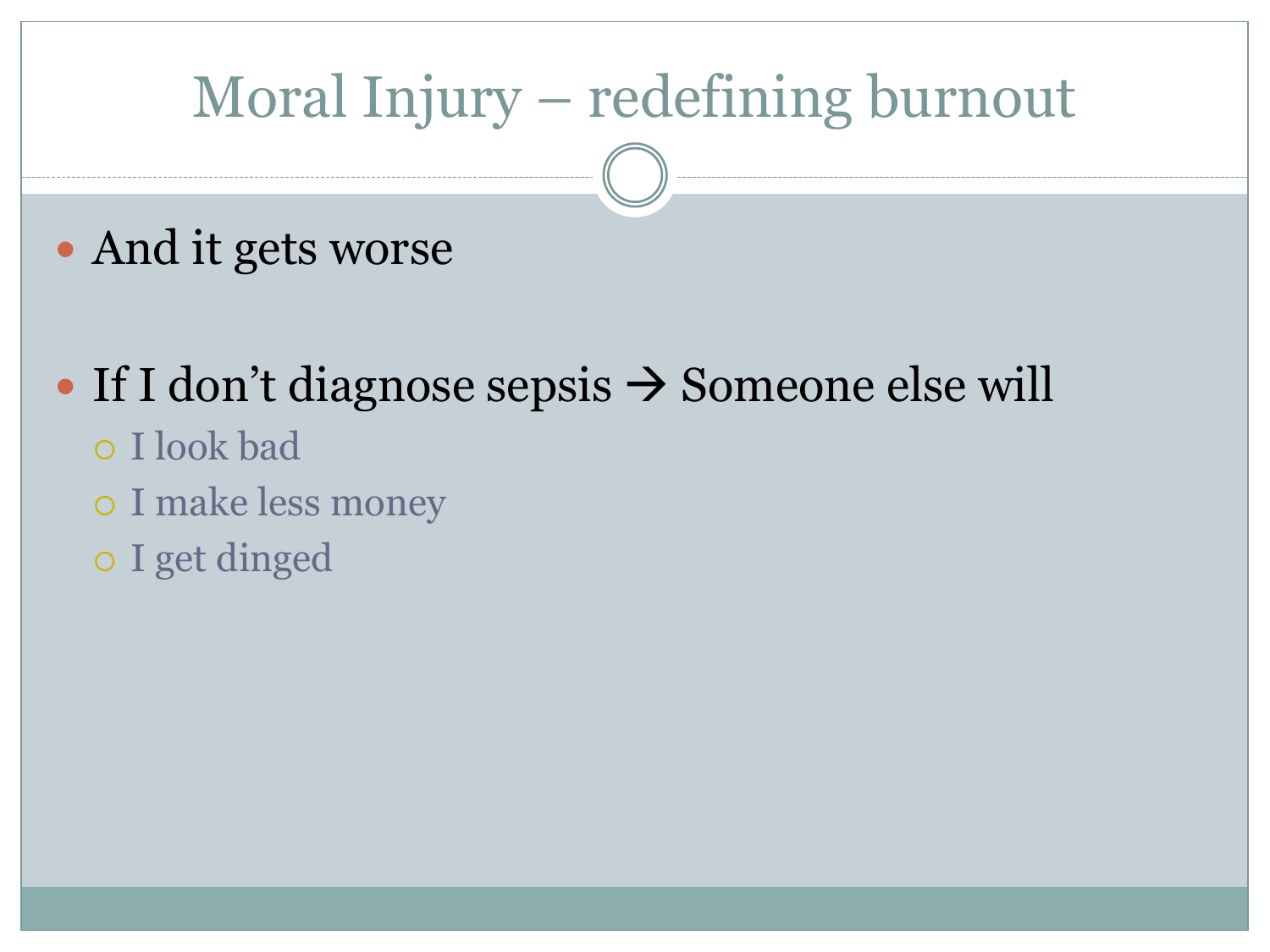# Moral Injury – redefining burnout

- And it gets worse

- If I don't diagnose sepsis → Someone else will
  - I look bad
  - I make less money
  - I get dinged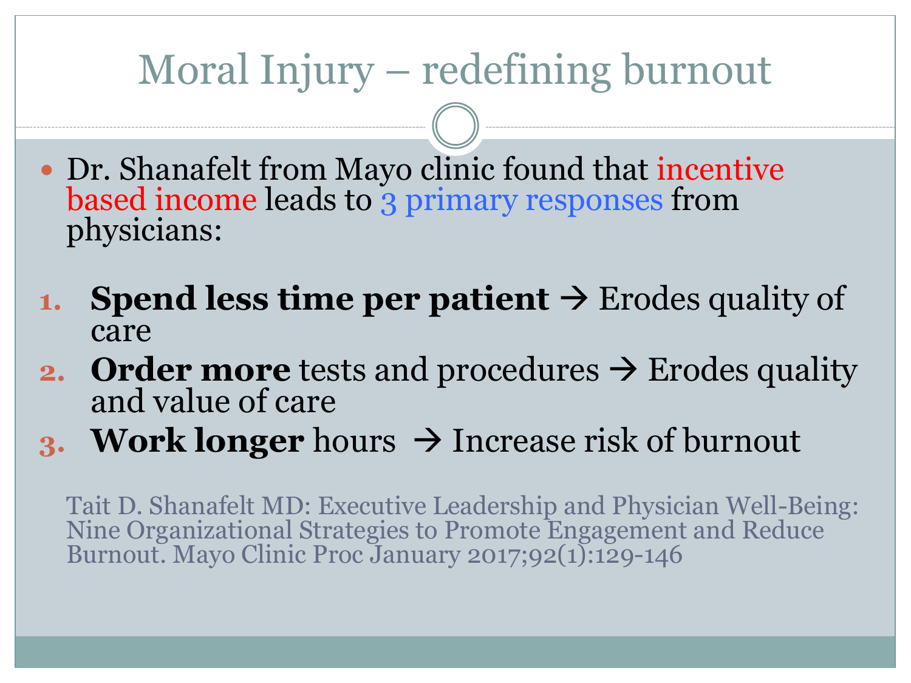# Moral Injury – redefining burnout

- Dr. Shanafelt from Mayo clinic found that incentive based income leads to 3 primary responses from physicians:

1. **Spend less time per patient** → Erodes quality of care
2. **Order more** tests and procedures → Erodes quality and value of care
3. **Work longer** hours → Increase risk of burnout

Tait D. Shanafelt MD: Executive Leadership and Physician Well-Being: Nine Organizational Strategies to Promote Engagement and Reduce Burnout. Mayo Clinic Proc January 2017;92(1):129-146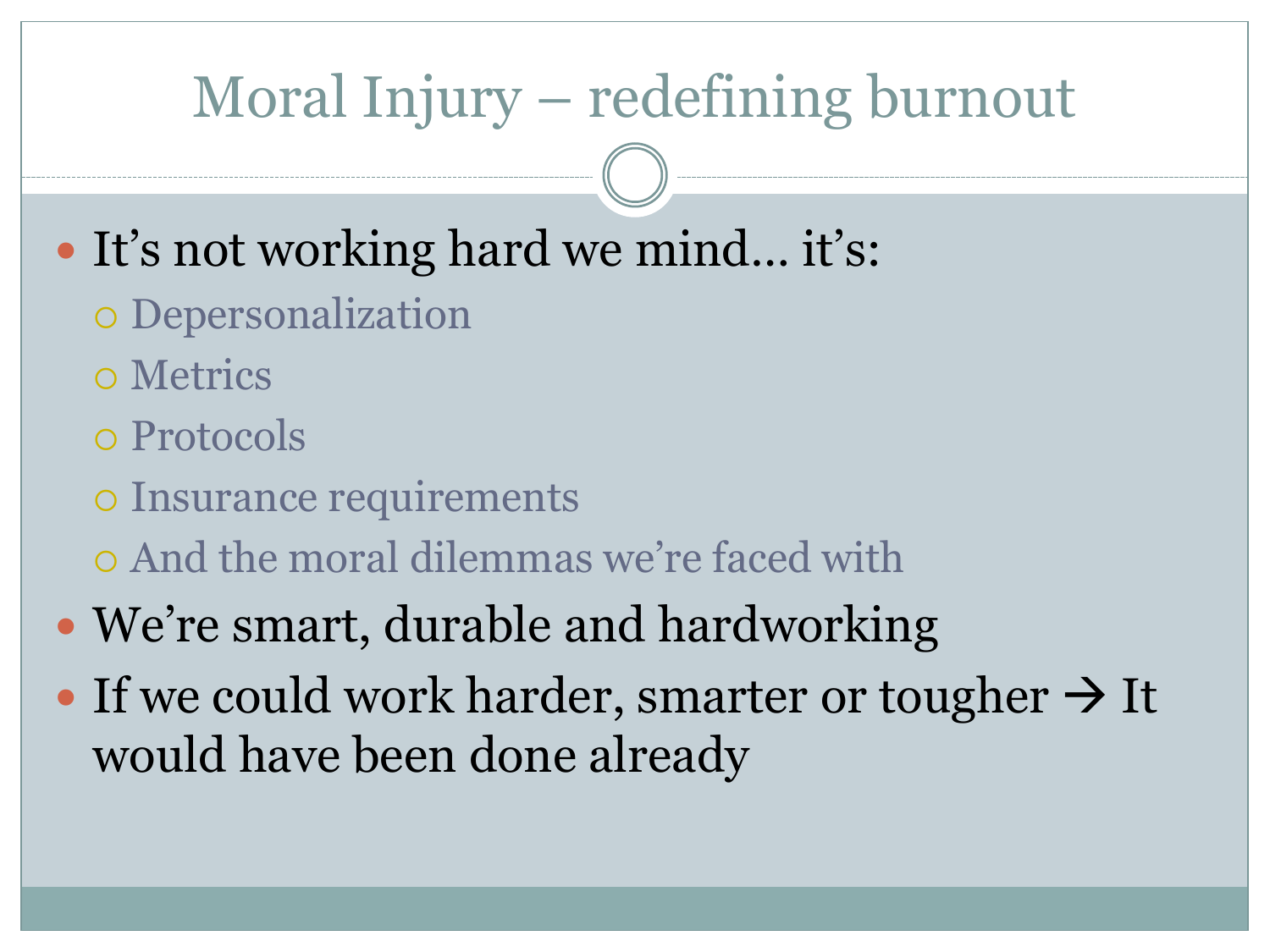# Moral Injury – redefining burnout

- It's not working hard we mind… it's:
  - Depersonalization
  - Metrics
  - Protocols
  - Insurance requirements
  - And the moral dilemmas we're faced with
- We're smart, durable and hardworking
- If we could work harder, smarter or tougher → It would have been done already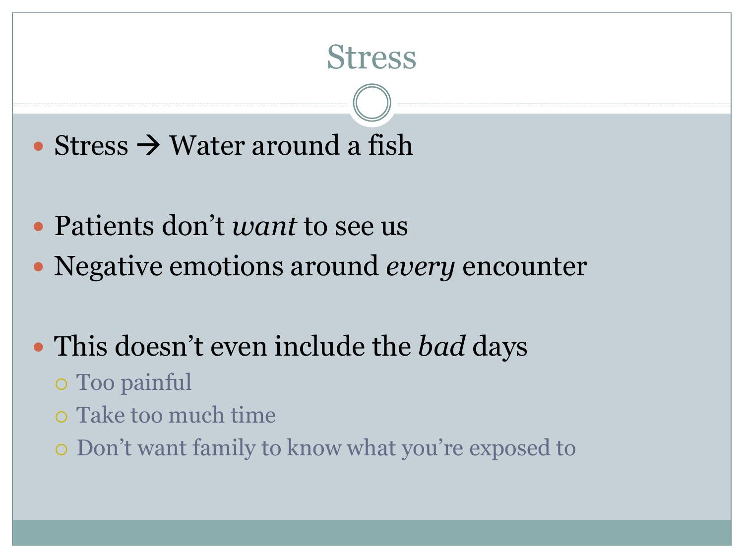# Stress

- Stress → Water around a fish

- Patients don't *want* to see us
- Negative emotions around *every* encounter

- This doesn't even include the *bad* days
  - Too painful
  - Take too much time
  - Don't want family to know what you're exposed to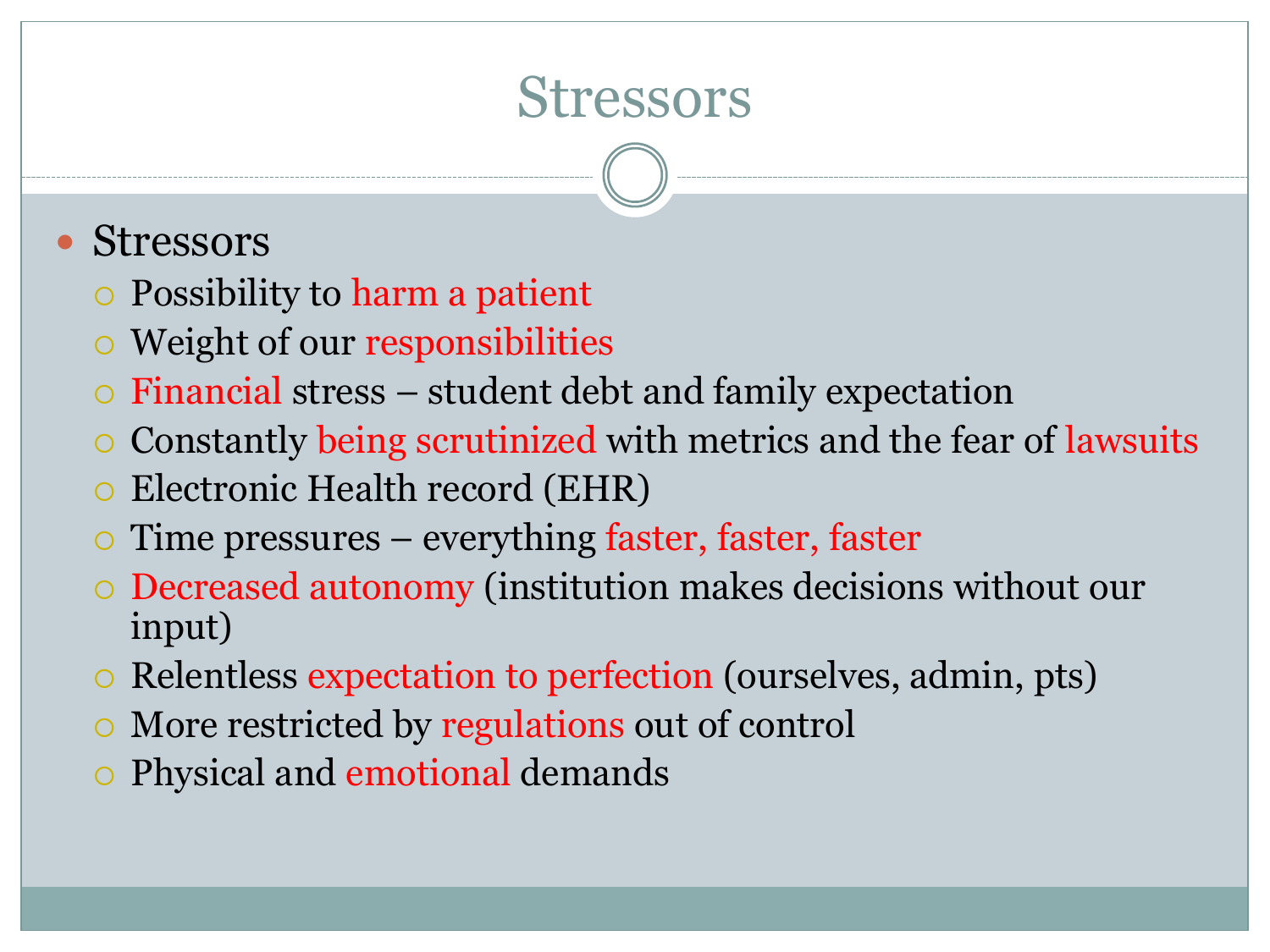# Stressors

- Stressors
  - Possibility to harm a patient
  - Weight of our responsibilities
  - Financial stress – student debt and family expectation
  - Constantly being scrutinized with metrics and the fear of lawsuits
  - Electronic Health record (EHR)
  - Time pressures – everything faster, faster, faster
  - Decreased autonomy (institution makes decisions without our input)
  - Relentless expectation to perfection (ourselves, admin, pts)
  - More restricted by regulations out of control
  - Physical and emotional demands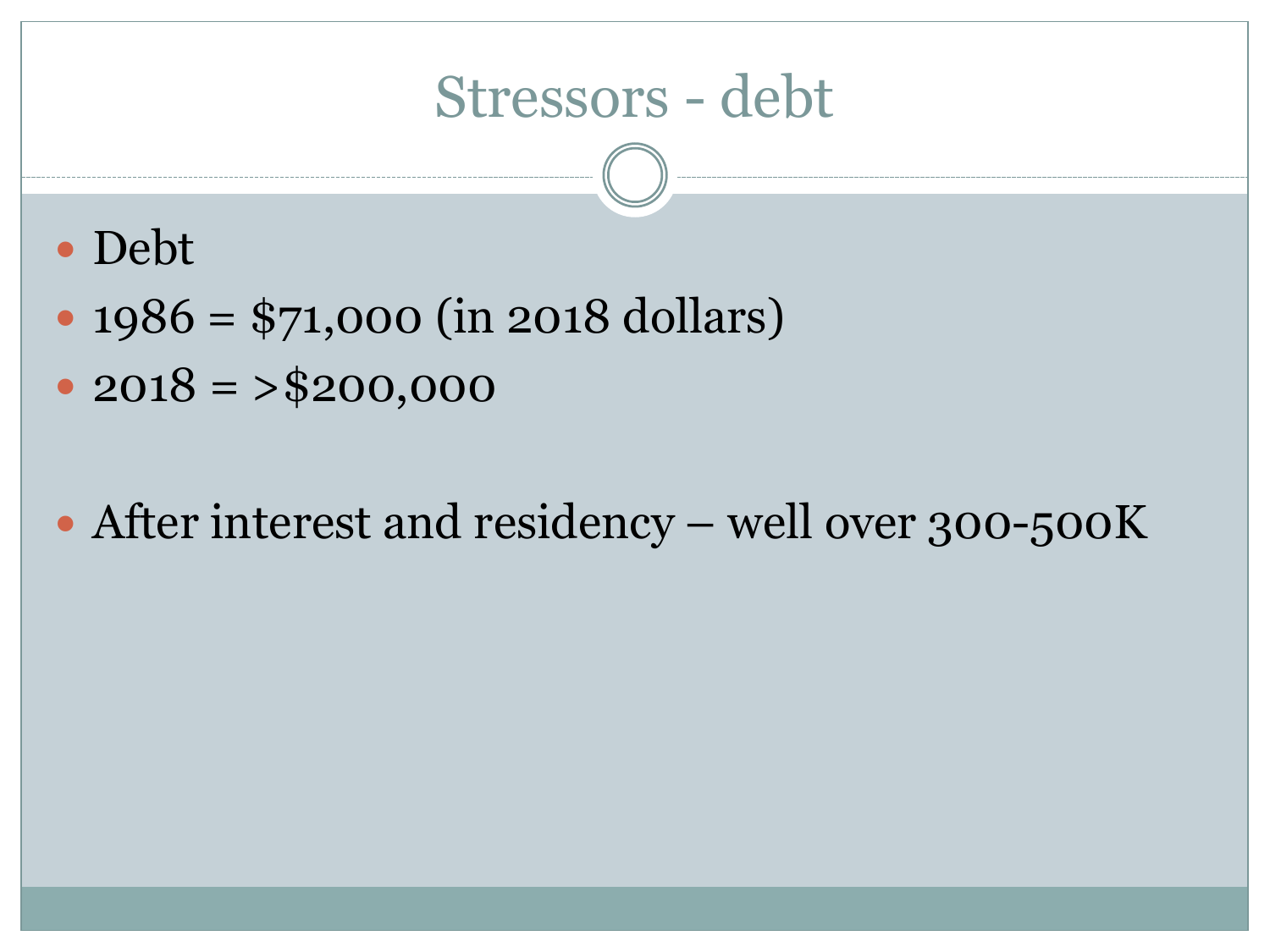# Stressors - debt

- Debt
- 1986 = $71,000 (in 2018 dollars)
- 2018 = >$200,000

- After interest and residency – well over 300-500K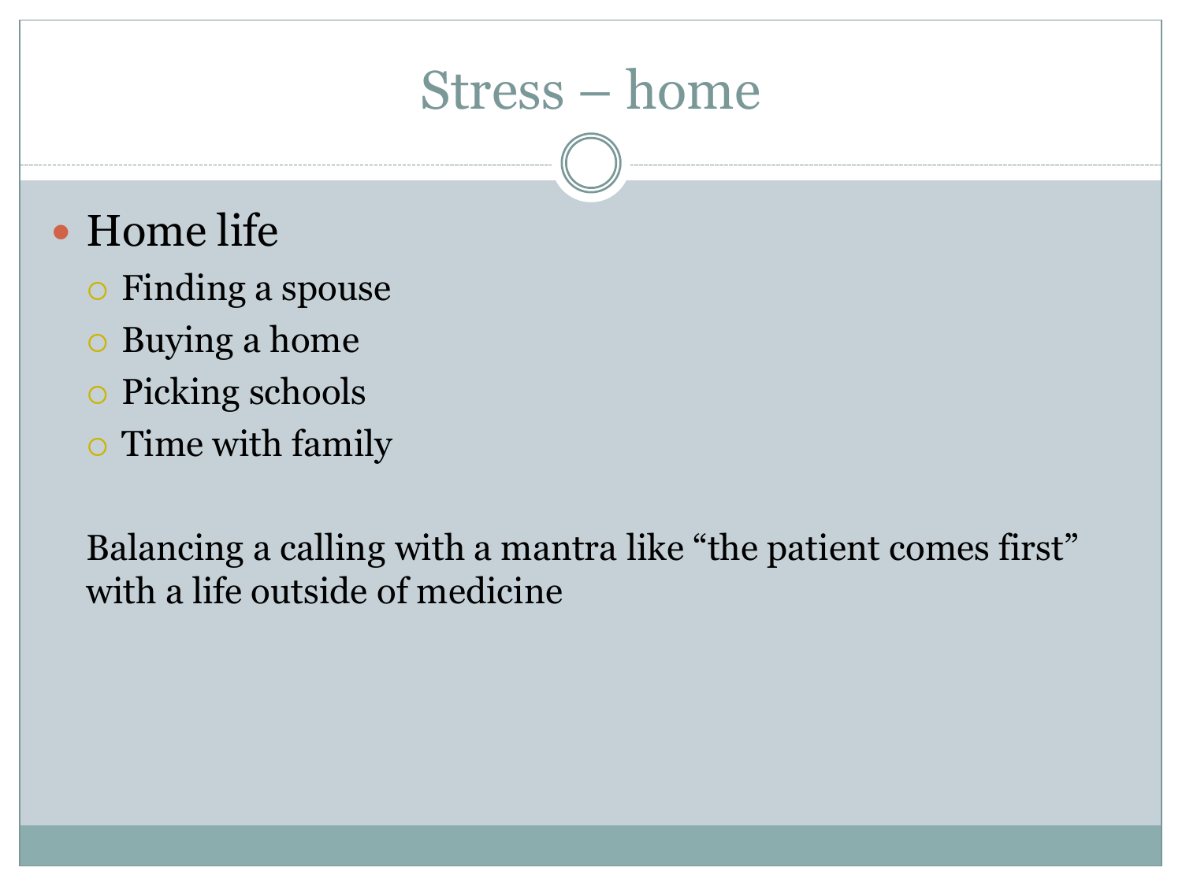# Stress – home

- Home life
  - Finding a spouse
  - Buying a home
  - Picking schools
  - Time with family

Balancing a calling with a mantra like "the patient comes first" with a life outside of medicine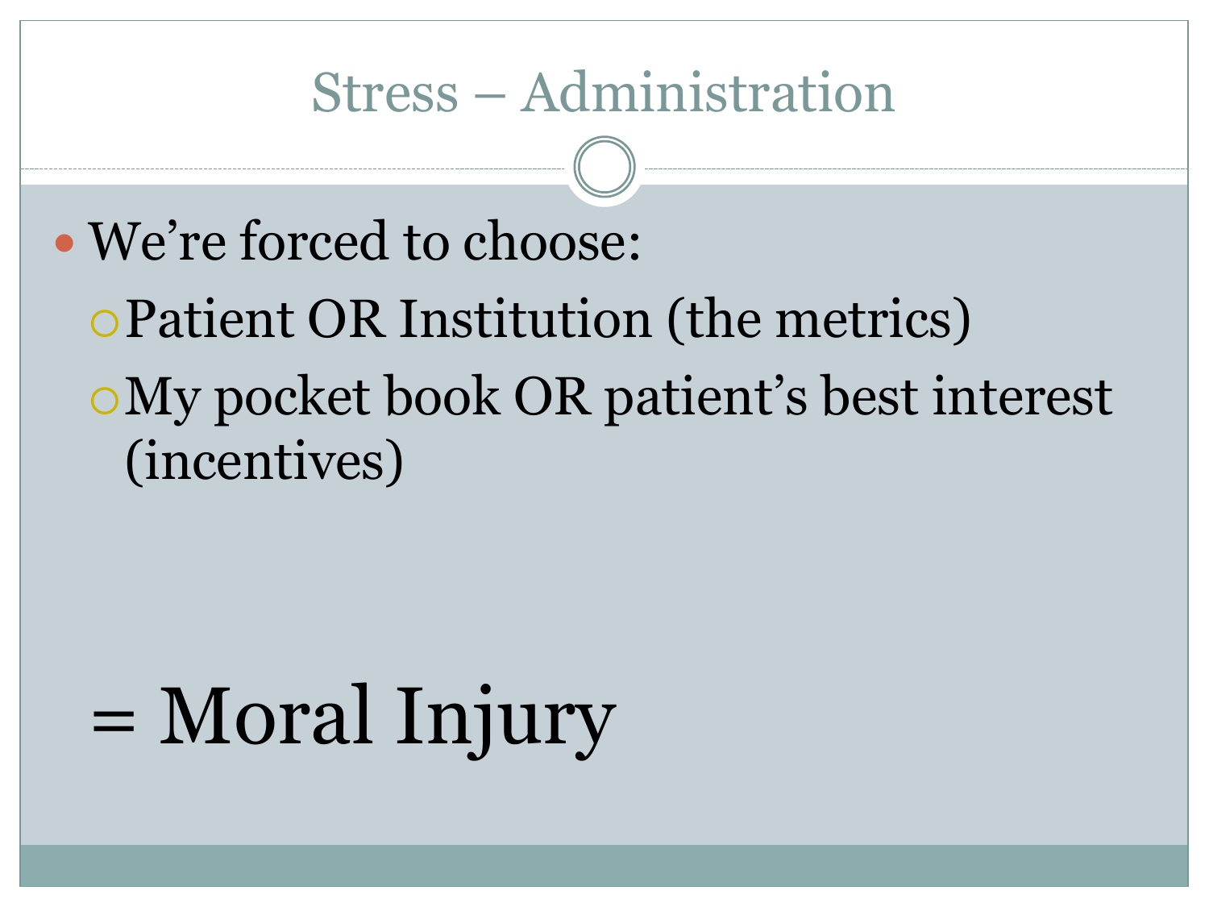# Stress – Administration

- We're forced to choose:
  - Patient OR Institution (the metrics)
  - My pocket book OR patient's best interest (incentives)

= Moral Injury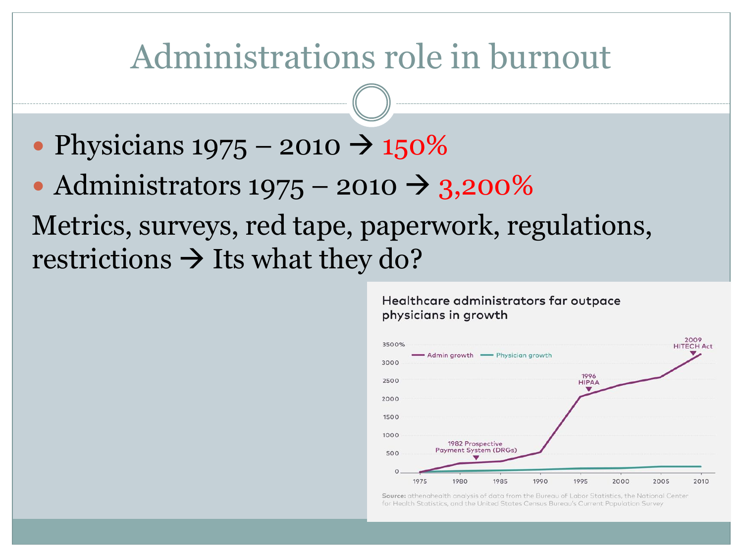# Administrations role in burnout

- Physicians 1975 – 2010 → 150%
- Administrators 1975 – 2010 → 3,200%

Metrics, surveys, red tape, paperwork, regulations, restrictions → Its what they do?

Healthcare administrators far outpace physicians in growth

Source: athenahealth analysis of data from the Bureau of Labor Statistics, the National Center for Health Statistics, and the United States Census Bureau's Current Population Survey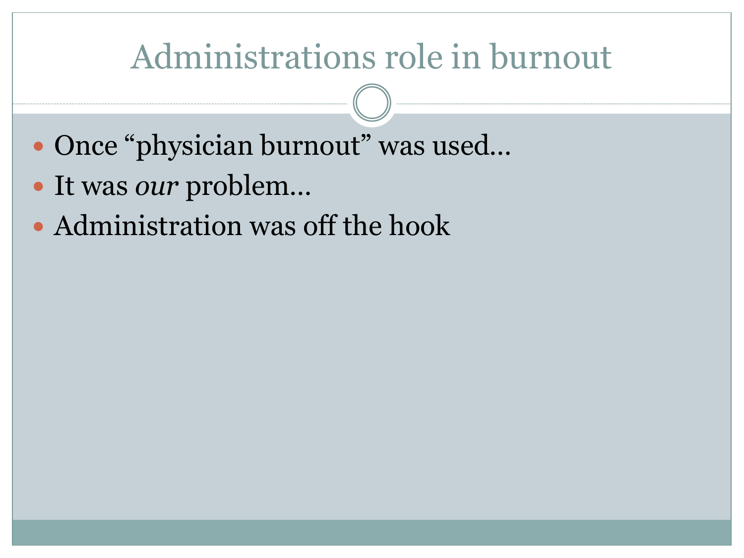# Administrations role in burnout

- Once “physician burnout” was used…
- It was *our* problem…
- Administration was off the hook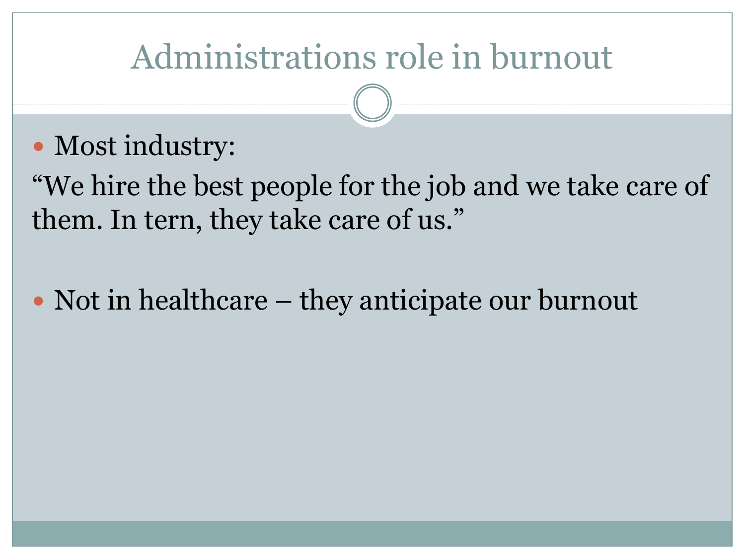# Administrations role in burnout

- Most industry:

"We hire the best people for the job and we take care of them. In tern, they take care of us."

- Not in healthcare – they anticipate our burnout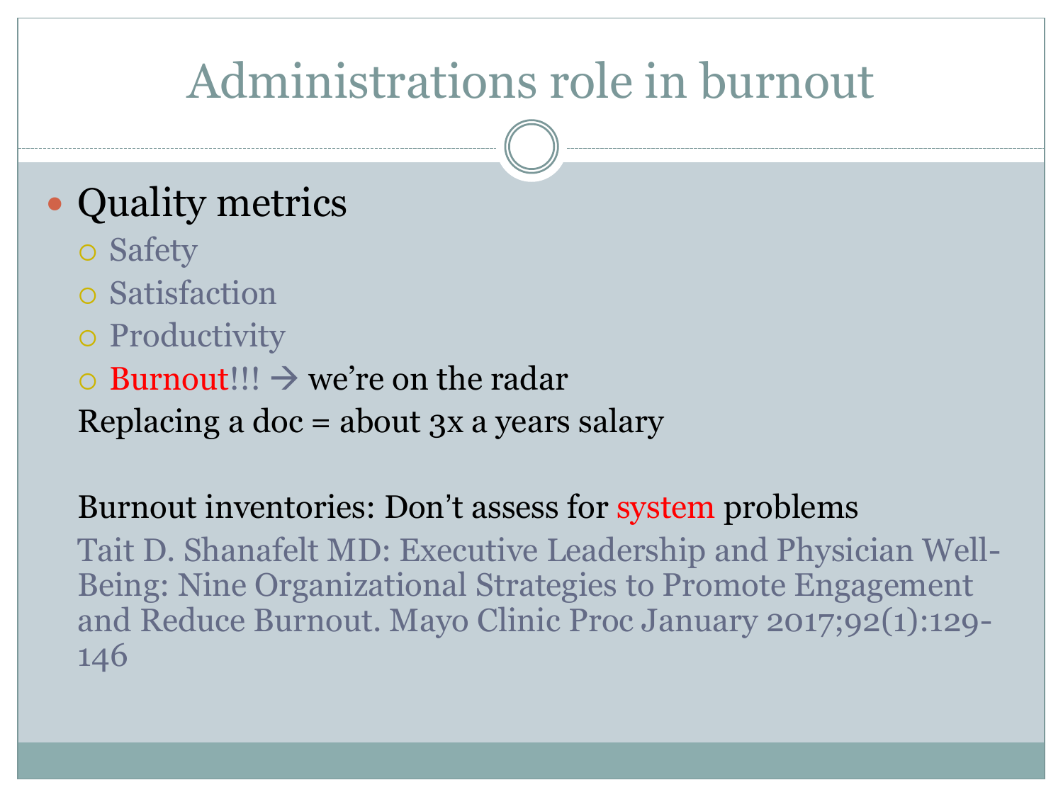# Administrations role in burnout

- Quality metrics
  - Safety
  - Satisfaction
  - Productivity
  - Burnout!!! → we're on the radar

Replacing a doc = about 3x a years salary

Burnout inventories: Don't assess for system problems

Tait D. Shanafelt MD: Executive Leadership and Physician Well-Being: Nine Organizational Strategies to Promote Engagement and Reduce Burnout. Mayo Clinic Proc January 2017;92(1):129-146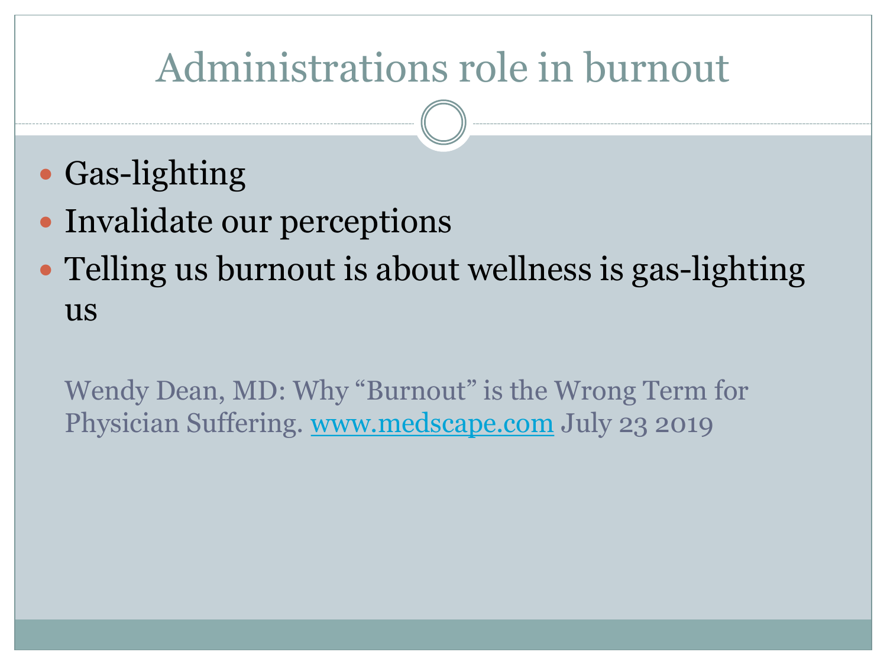# Administrations role in burnout

- Gas-lighting
- Invalidate our perceptions
- Telling us burnout is about wellness is gas-lighting us

Wendy Dean, MD: Why "Burnout" is the Wrong Term for Physician Suffering. www.medscape.com July 23 2019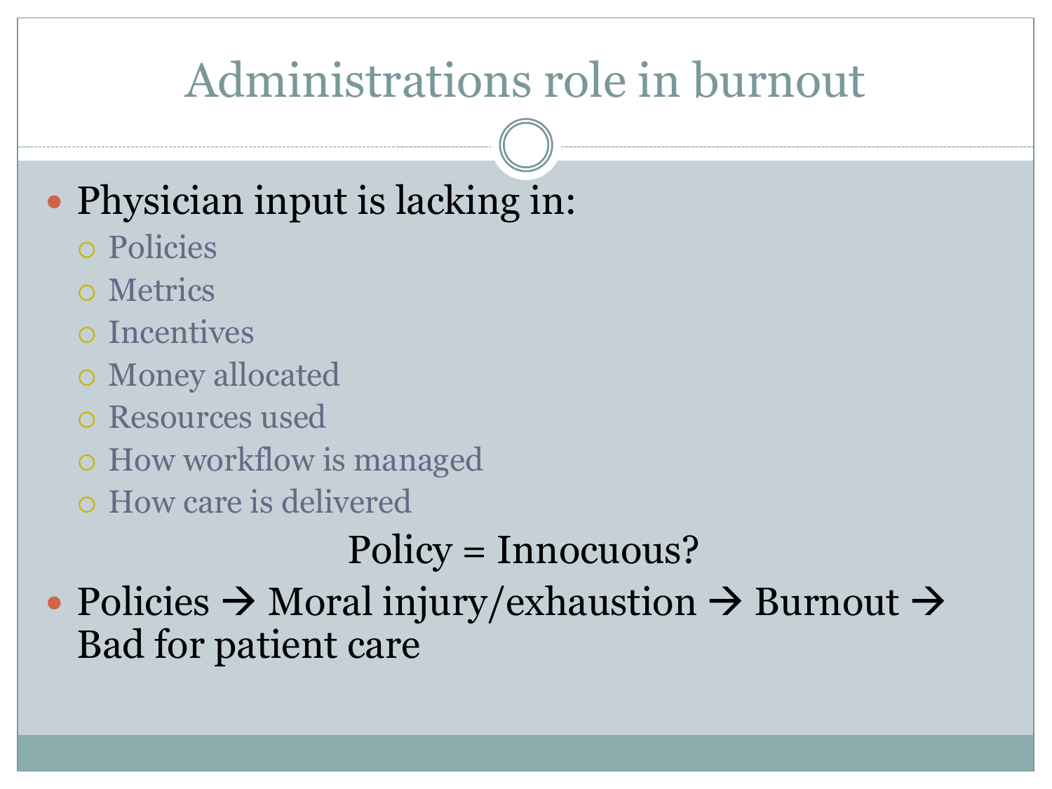# Administrations role in burnout

- Physician input is lacking in:
  - Policies
  - Metrics
  - Incentives
  - Money allocated
  - Resources used
  - How workflow is managed
  - How care is delivered

Policy = Innocuous?

- Policies → Moral injury/exhaustion → Burnout → Bad for patient care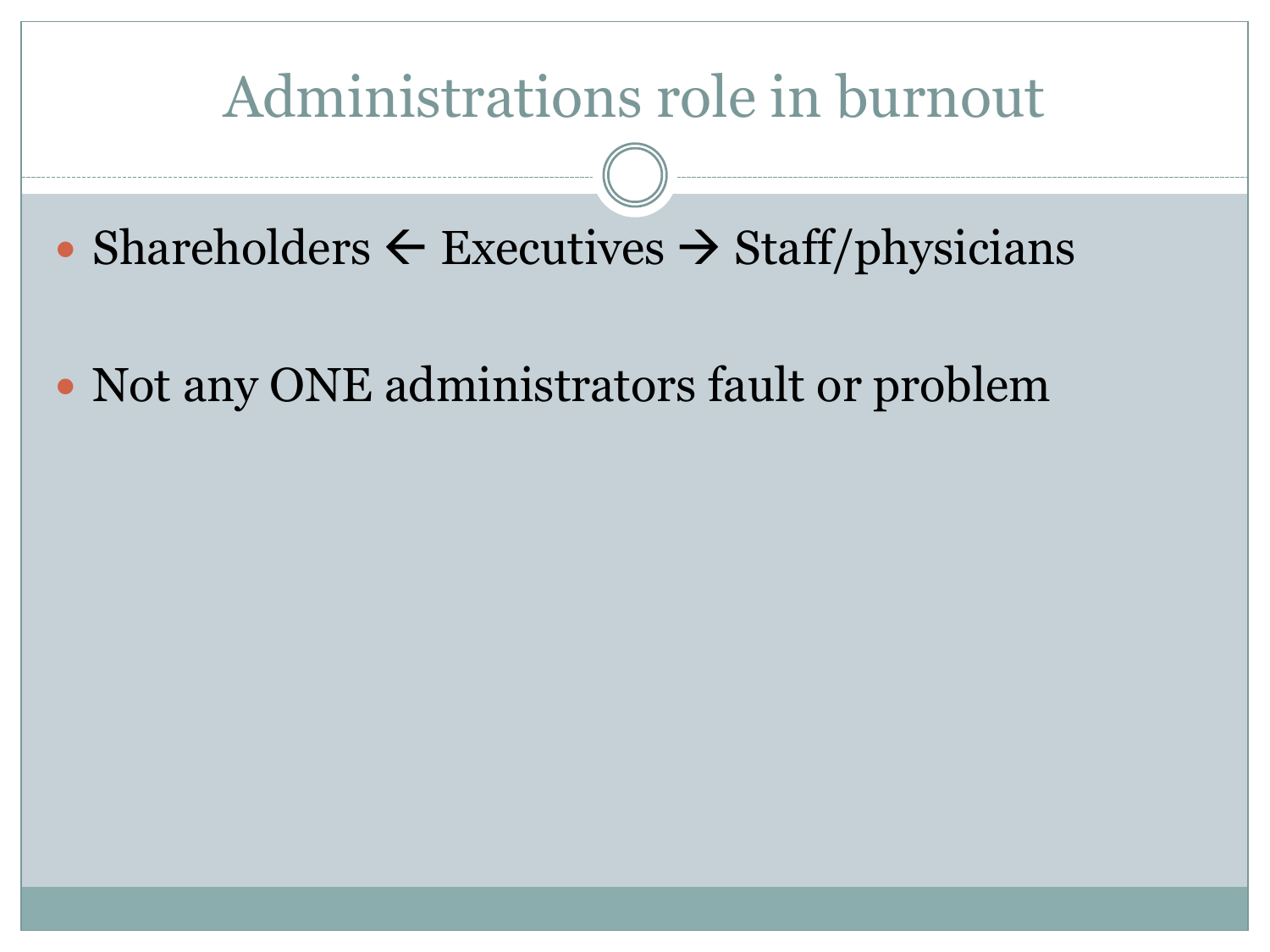# Administrations role in burnout

- Shareholders ← Executives → Staff/physicians
- Not any ONE administrators fault or problem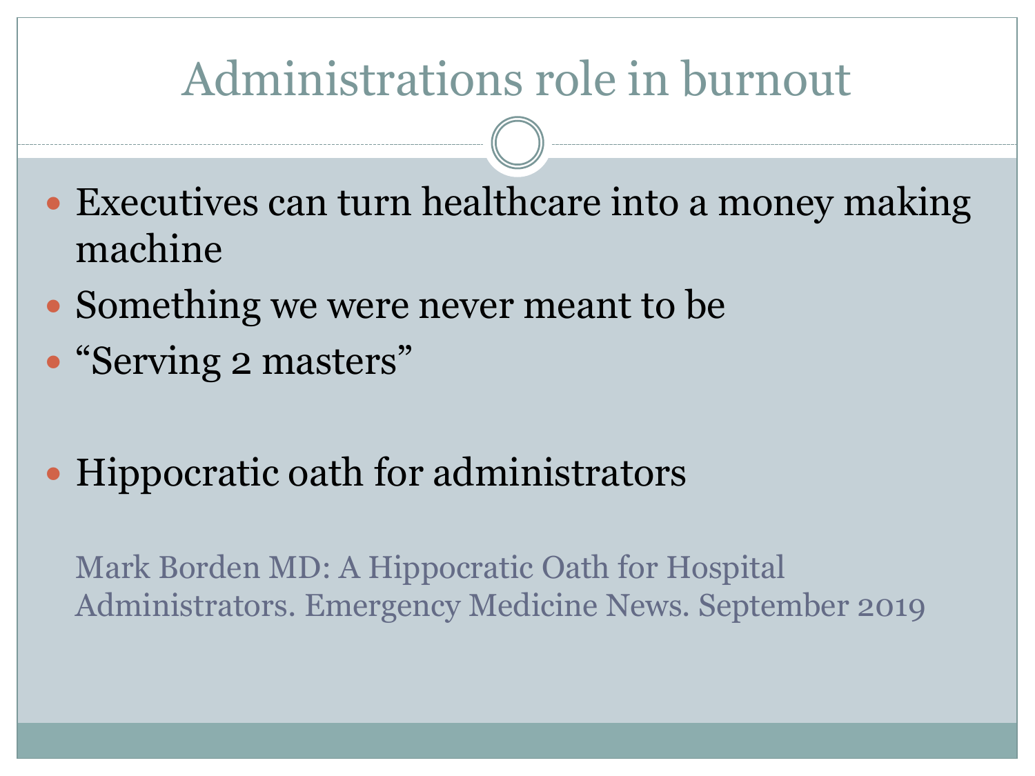# Administrations role in burnout

- Executives can turn healthcare into a money making machine
- Something we were never meant to be
- "Serving 2 masters"
- Hippocratic oath for administrators

Mark Borden MD: A Hippocratic Oath for Hospital Administrators. Emergency Medicine News. September 2019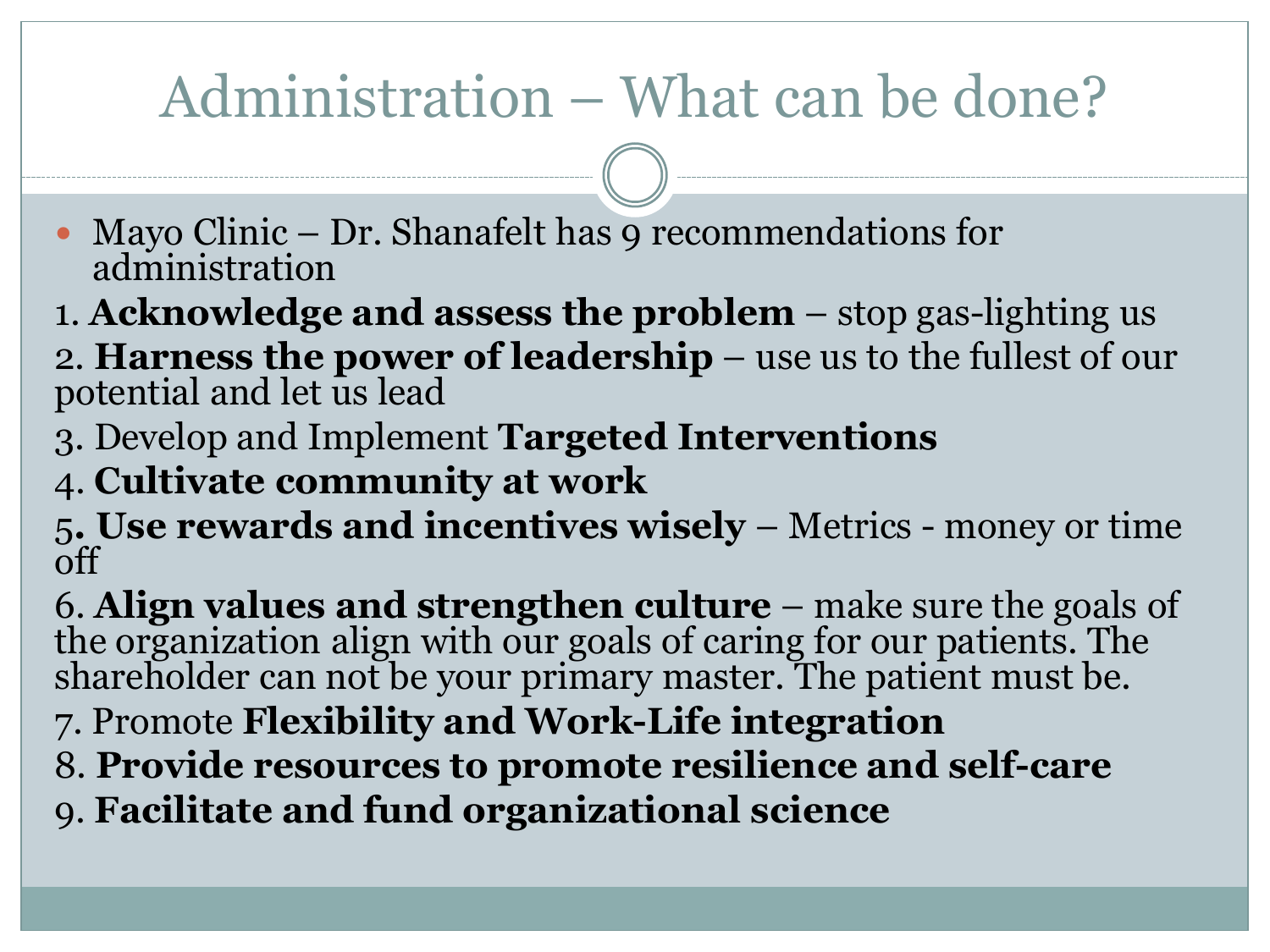# Administration – What can be done?

- Mayo Clinic – Dr. Shanafelt has 9 recommendations for administration

1. **Acknowledge and assess the problem** – stop gas-lighting us
2. **Harness the power of leadership** – use us to the fullest of our potential and let us lead
3. Develop and Implement **Targeted Interventions**
4. **Cultivate community at work**
5. **Use rewards and incentives wisely** – Metrics - money or time off
6. **Align values and strengthen culture** – make sure the goals of the organization align with our goals of caring for our patients. The shareholder can not be your primary master. The patient must be.
7. Promote **Flexibility and Work-Life integration**
8. **Provide resources to promote resilience and self-care**
9. **Facilitate and fund organizational science**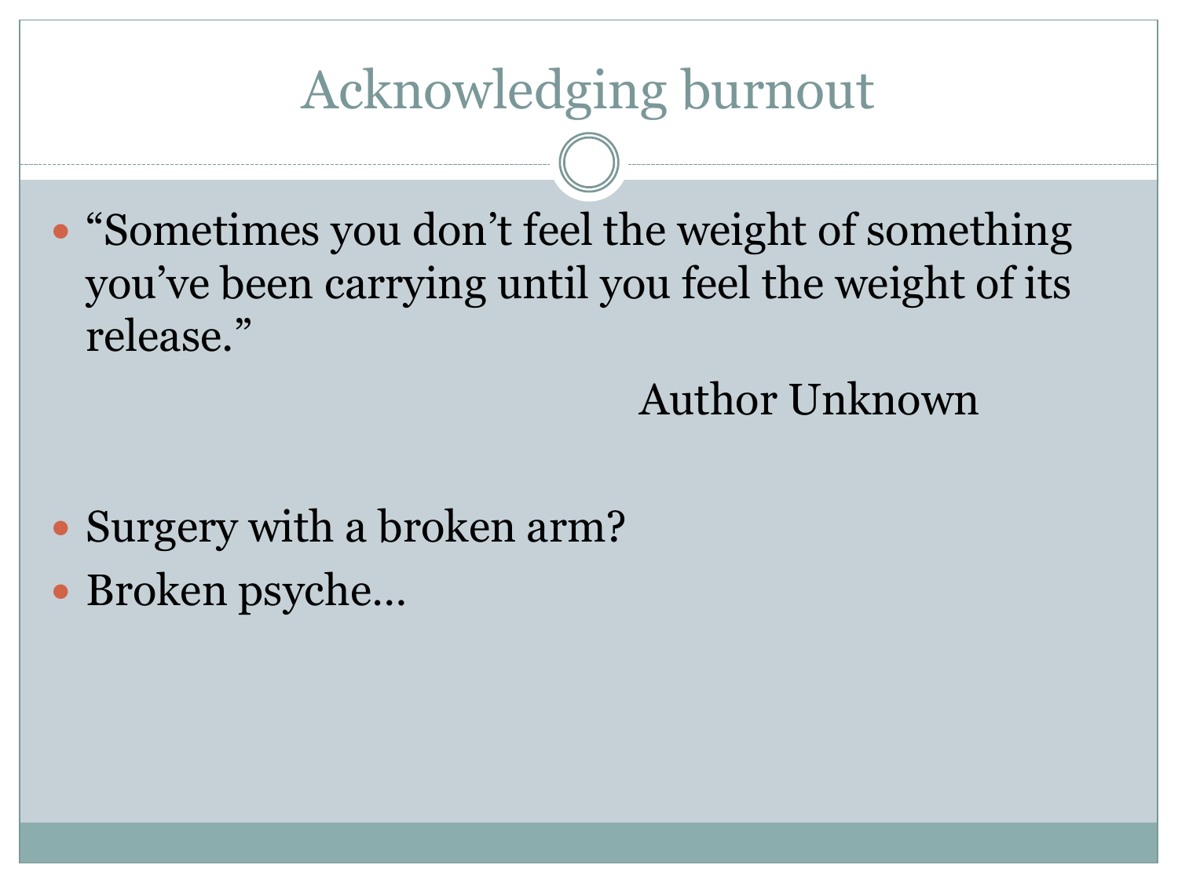# Acknowledging burnout

- "Sometimes you don't feel the weight of something you've been carrying until you feel the weight of its release."

  Author Unknown

- Surgery with a broken arm?
- Broken psyche…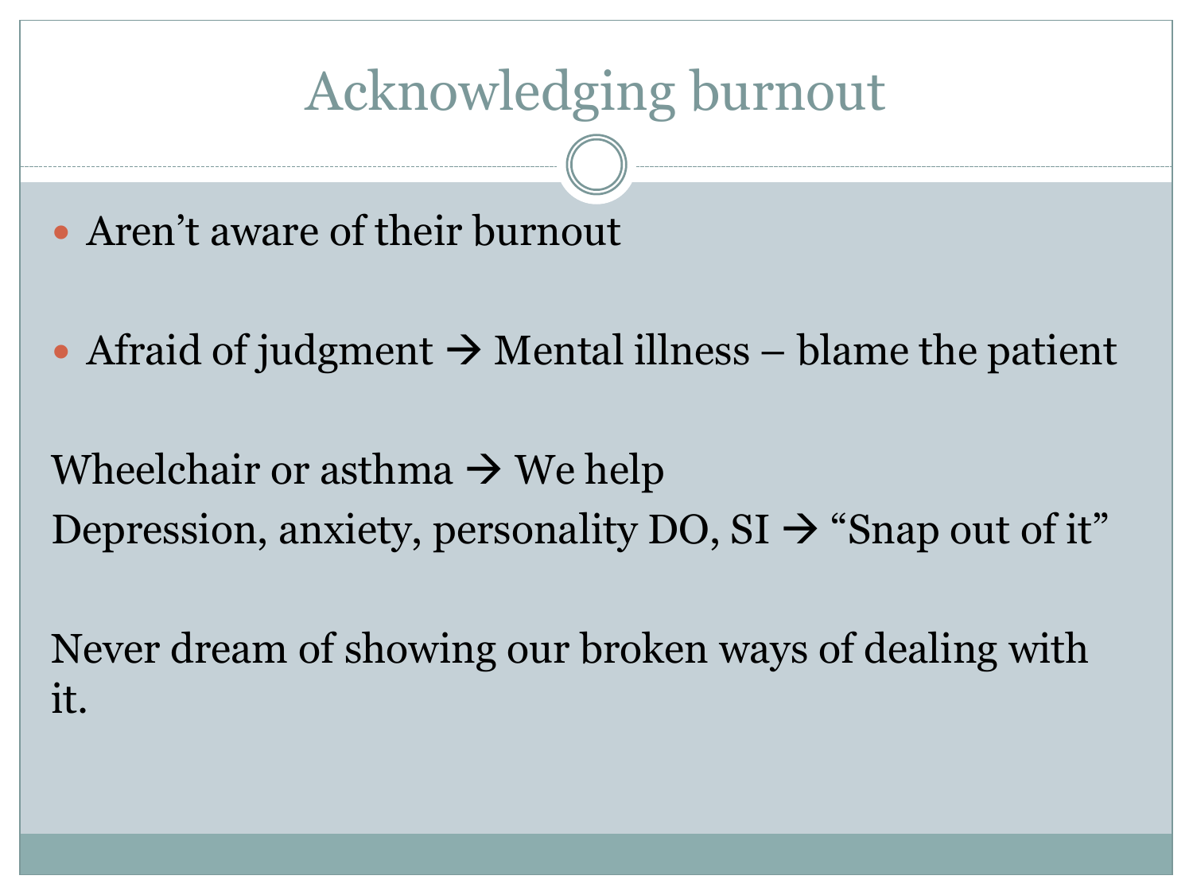# Acknowledging burnout

- Aren't aware of their burnout
- Afraid of judgment → Mental illness – blame the patient

Wheelchair or asthma → We help
Depression, anxiety, personality DO, SI → "Snap out of it"

Never dream of showing our broken ways of dealing with it.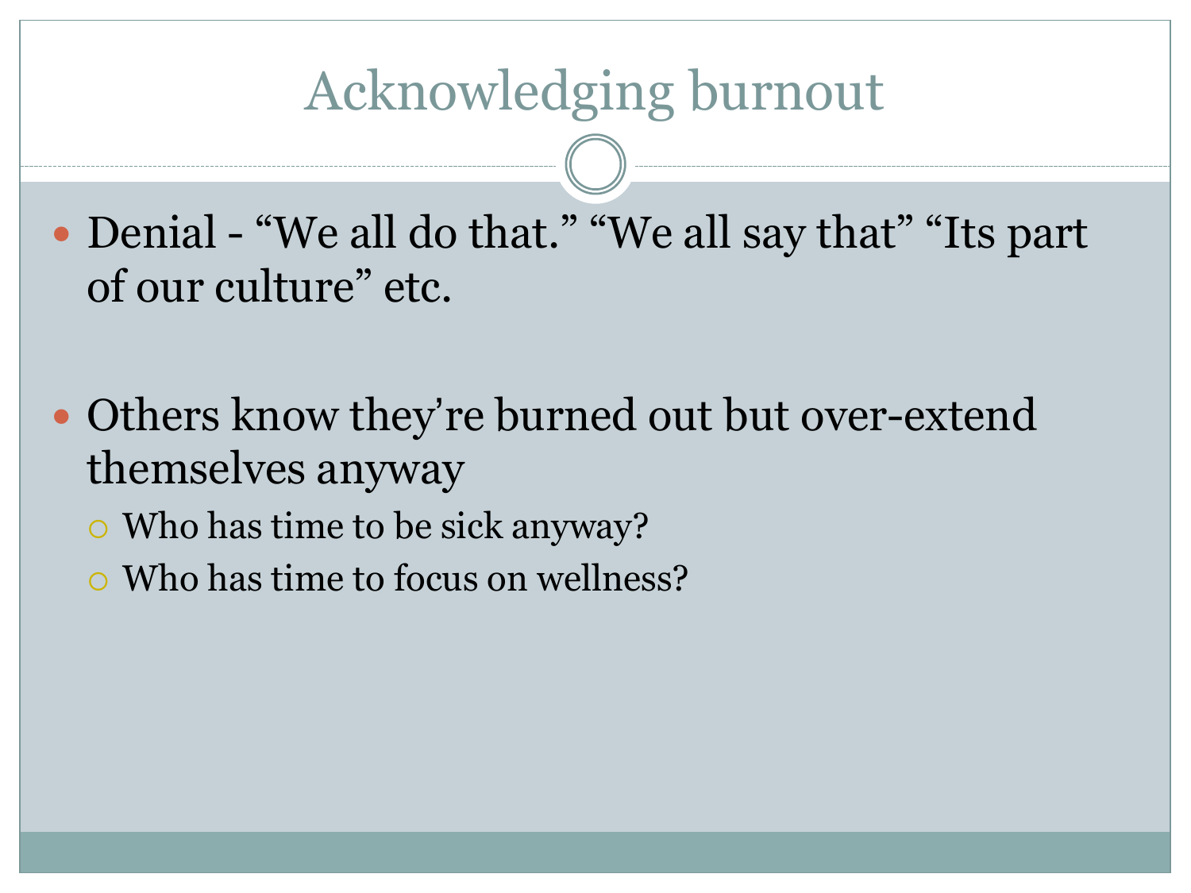# Acknowledging burnout

- Denial - “We all do that.” “We all say that” “Its part of our culture” etc.
- Others know they’re burned out but over-extend themselves anyway
  - Who has time to be sick anyway?
  - Who has time to focus on wellness?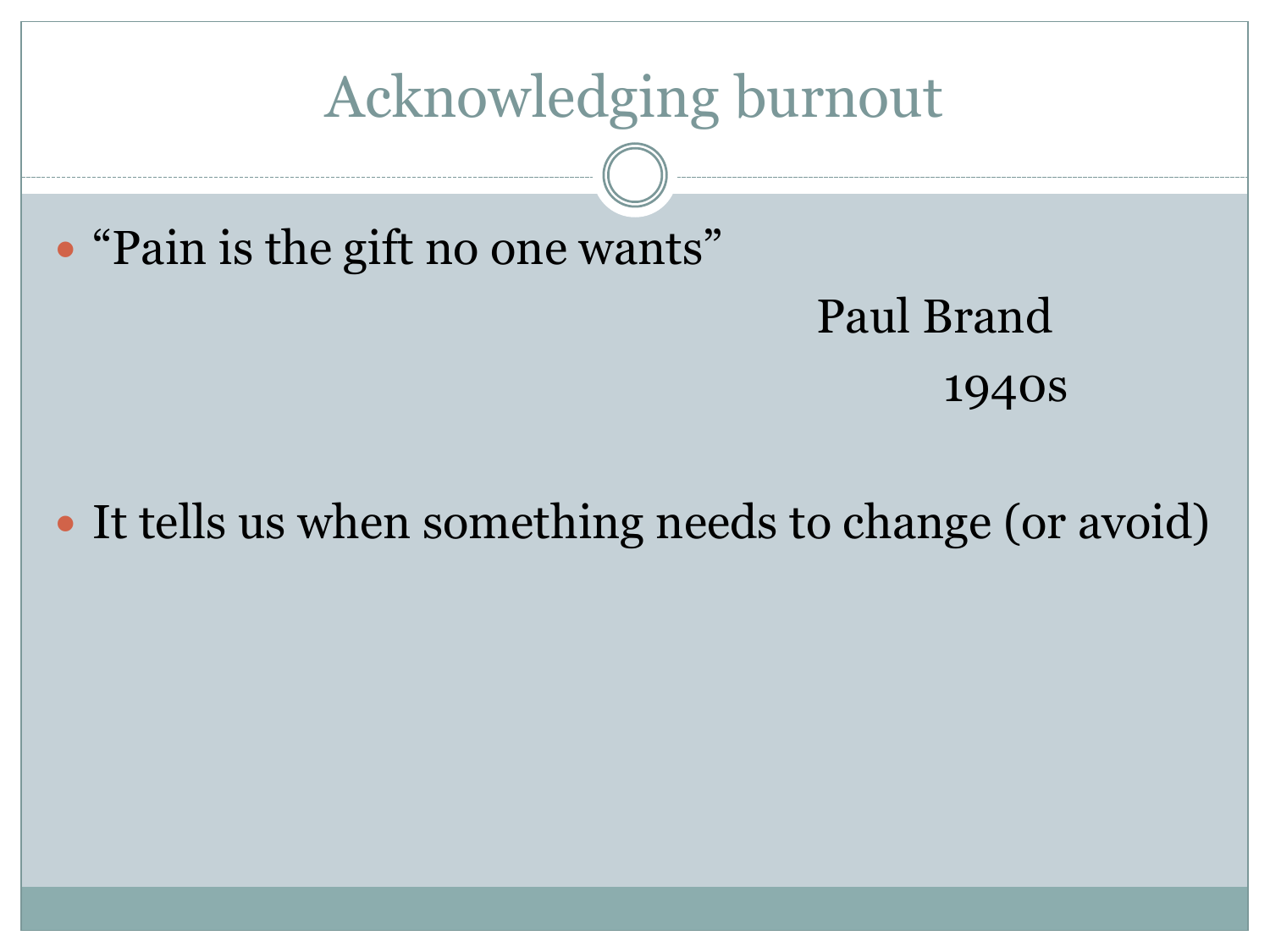# Acknowledging burnout

- "Pain is the gift no one wants"

  Paul Brand

  1940s

- It tells us when something needs to change (or avoid)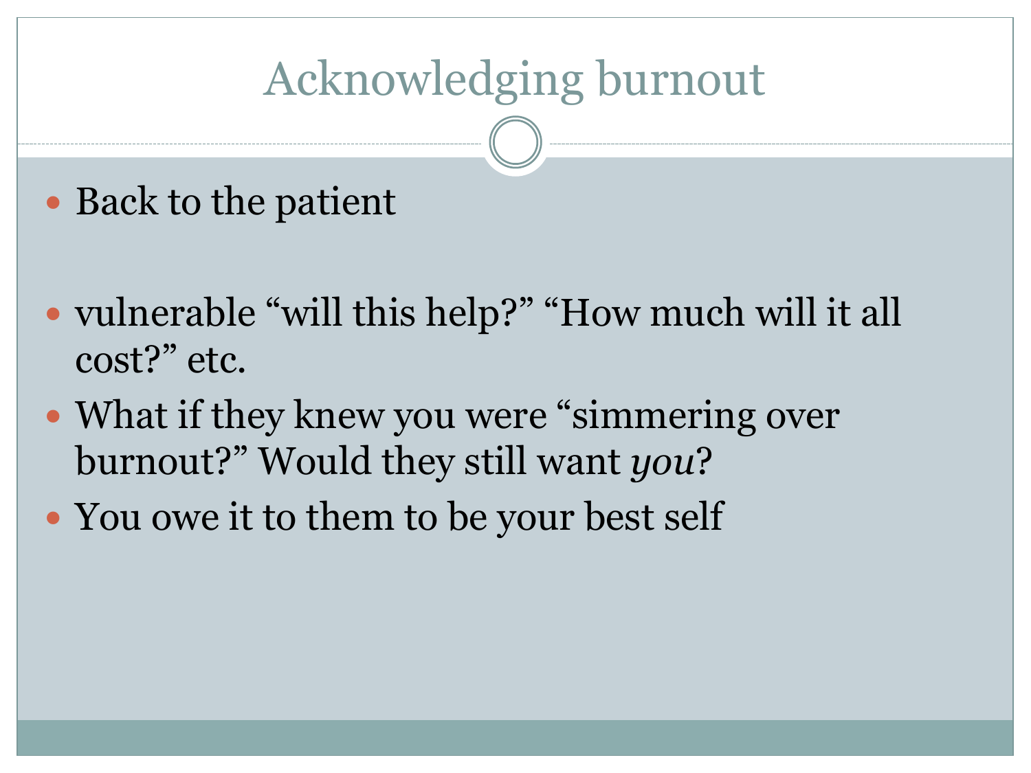# Acknowledging burnout

- Back to the patient

- vulnerable “will this help?” “How much will it all cost?” etc.
- What if they knew you were “simmering over burnout?” Would they still want *you*?
- You owe it to them to be your best self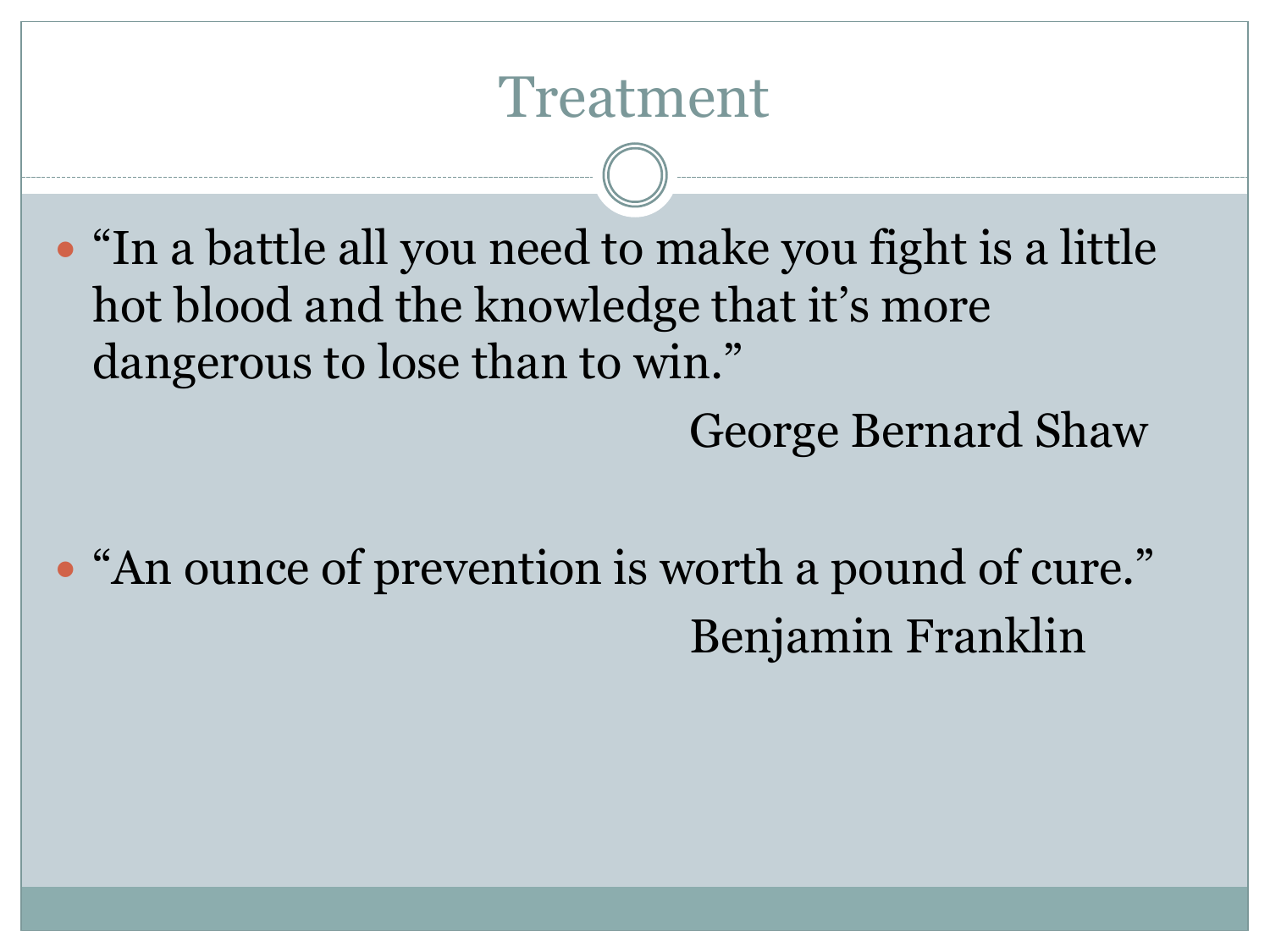# Treatment

- "In a battle all you need to make you fight is a little hot blood and the knowledge that it's more dangerous to lose than to win."

  George Bernard Shaw

- "An ounce of prevention is worth a pound of cure."

  Benjamin Franklin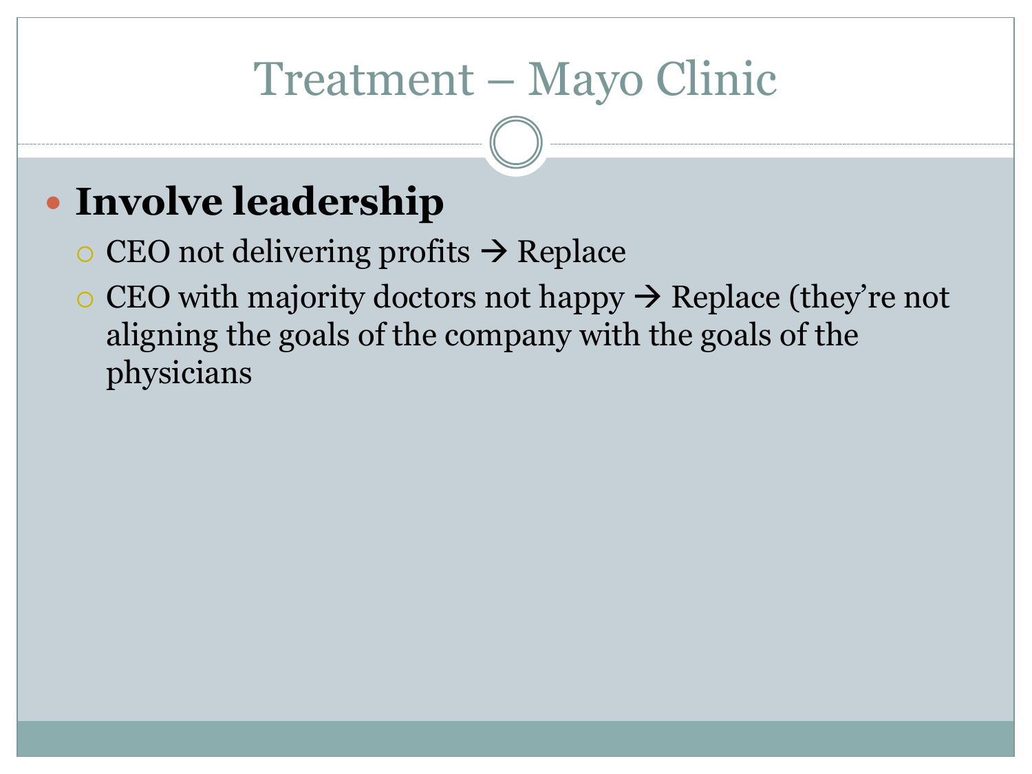# Treatment – Mayo Clinic

- **Involve leadership**
  - CEO not delivering profits → Replace
  - CEO with majority doctors not happy → Replace (they're not aligning the goals of the company with the goals of the physicians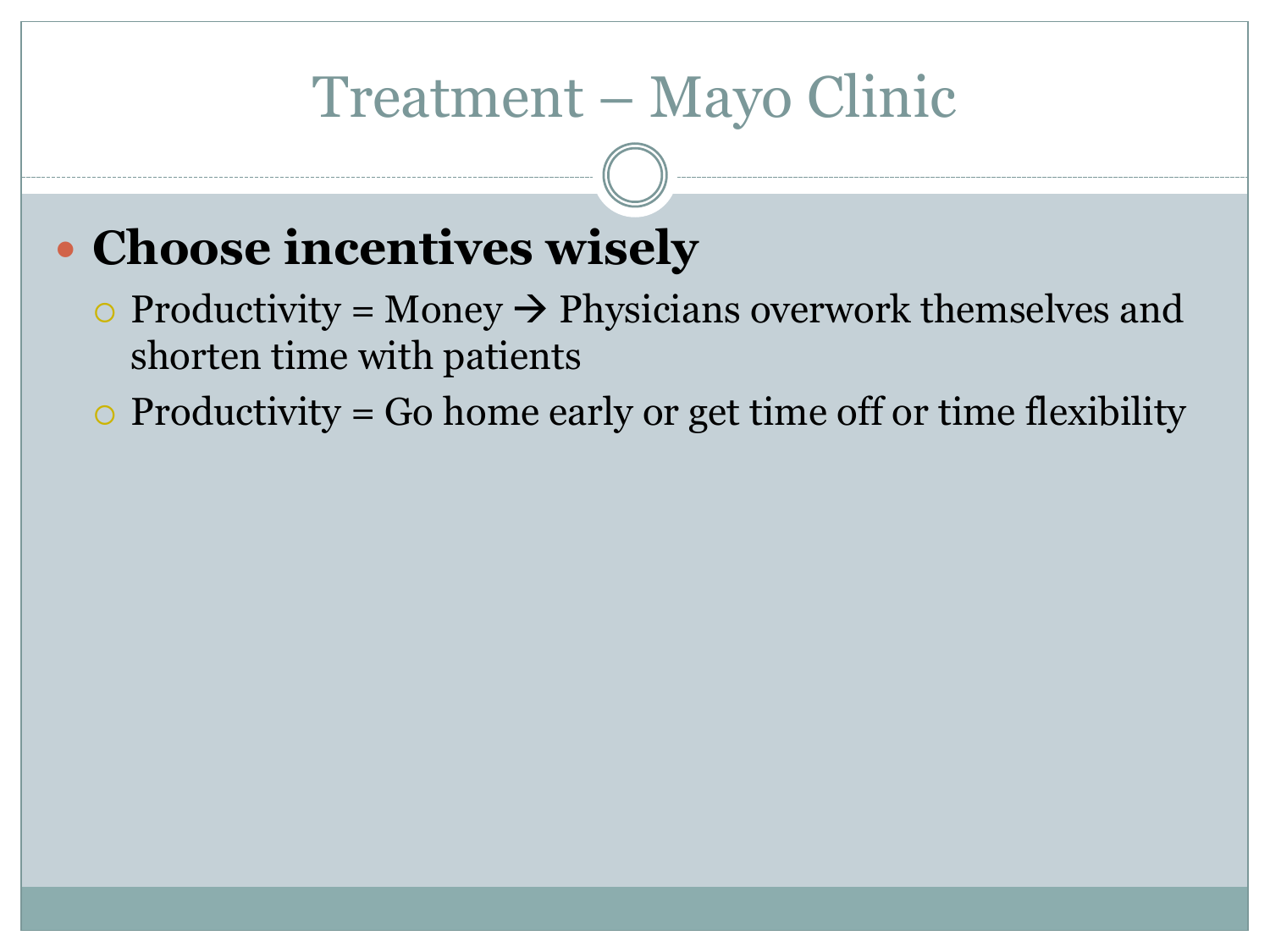# Treatment – Mayo Clinic

- **Choose incentives wisely**
  - Productivity = Money → Physicians overwork themselves and shorten time with patients
  - Productivity = Go home early or get time off or time flexibility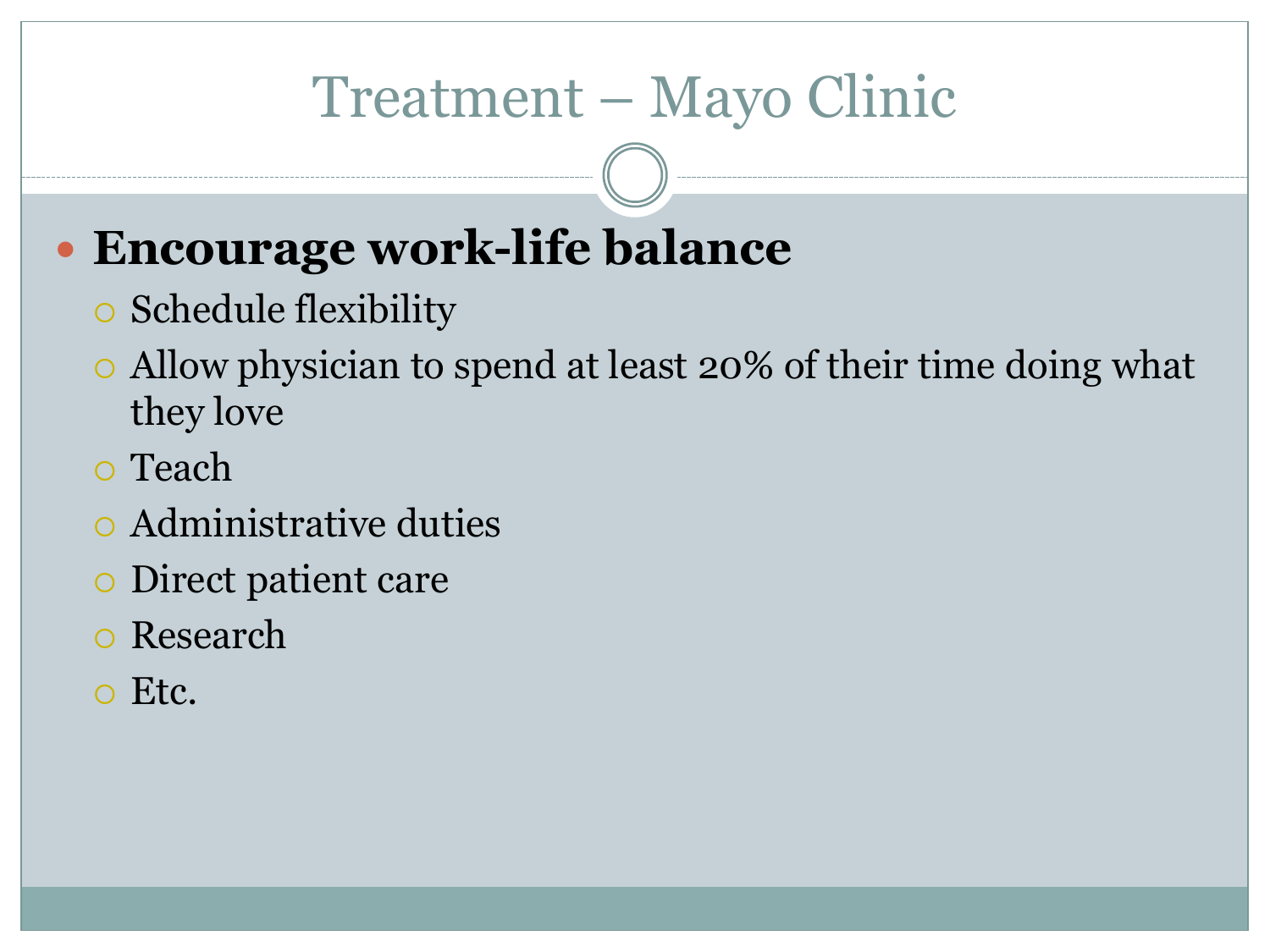# Treatment – Mayo Clinic

- **Encourage work-life balance**
  - Schedule flexibility
  - Allow physician to spend at least 20% of their time doing what they love
  - Teach
  - Administrative duties
  - Direct patient care
  - Research
  - Etc.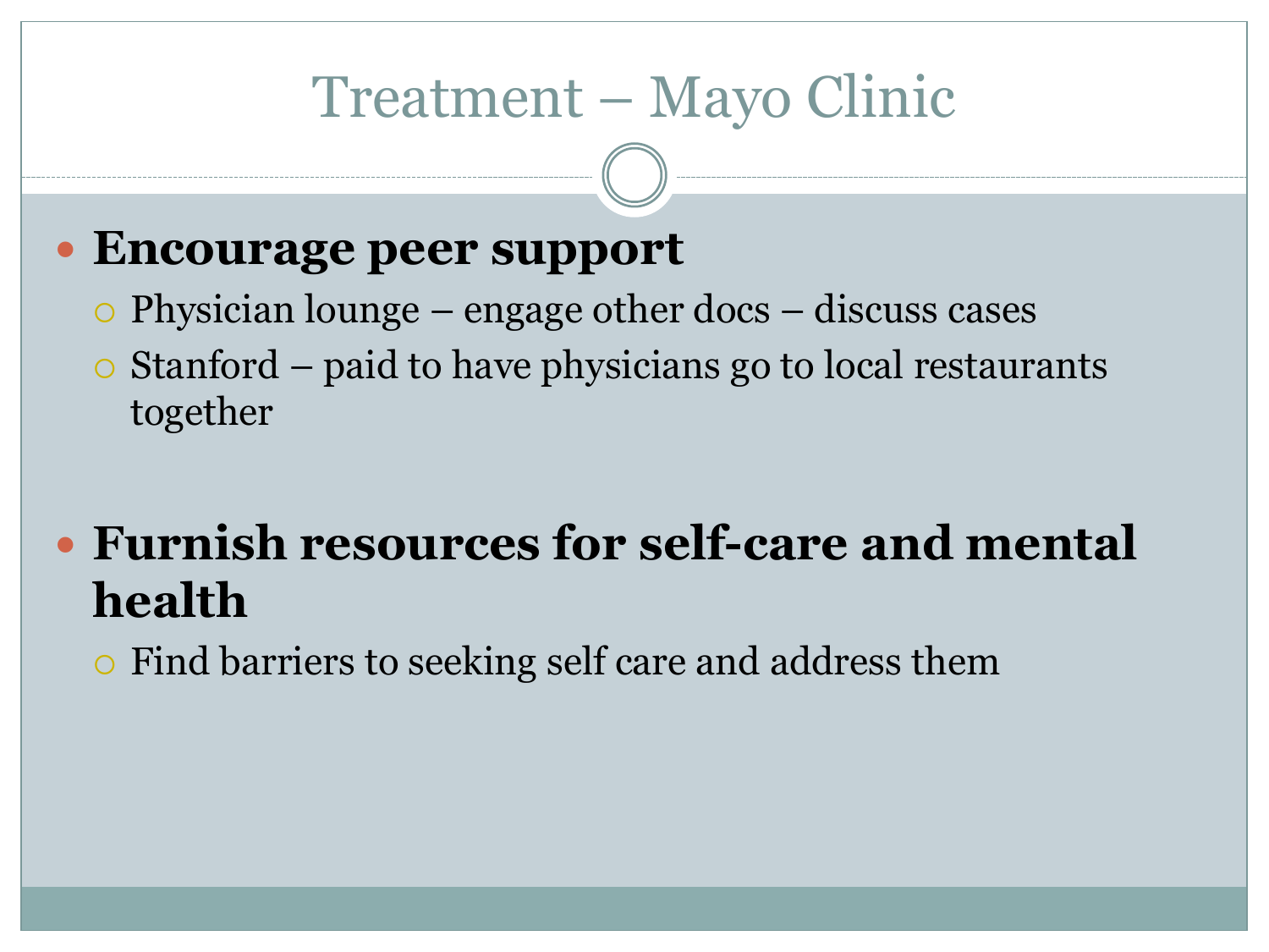# Treatment – Mayo Clinic

- **Encourage peer support**
  - Physician lounge – engage other docs – discuss cases
  - Stanford – paid to have physicians go to local restaurants together

- **Furnish resources for self-care and mental health**
  - Find barriers to seeking self care and address them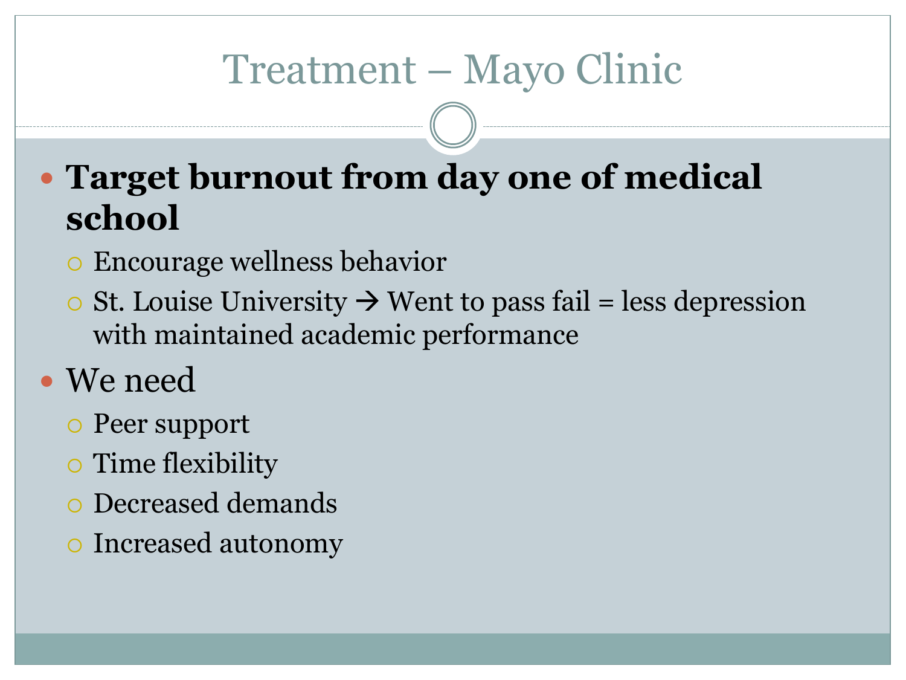# Treatment – Mayo Clinic

- **Target burnout from day one of medical school**
  - Encourage wellness behavior
  - St. Louise University → Went to pass fail = less depression with maintained academic performance
- We need
  - Peer support
  - Time flexibility
  - Decreased demands
  - Increased autonomy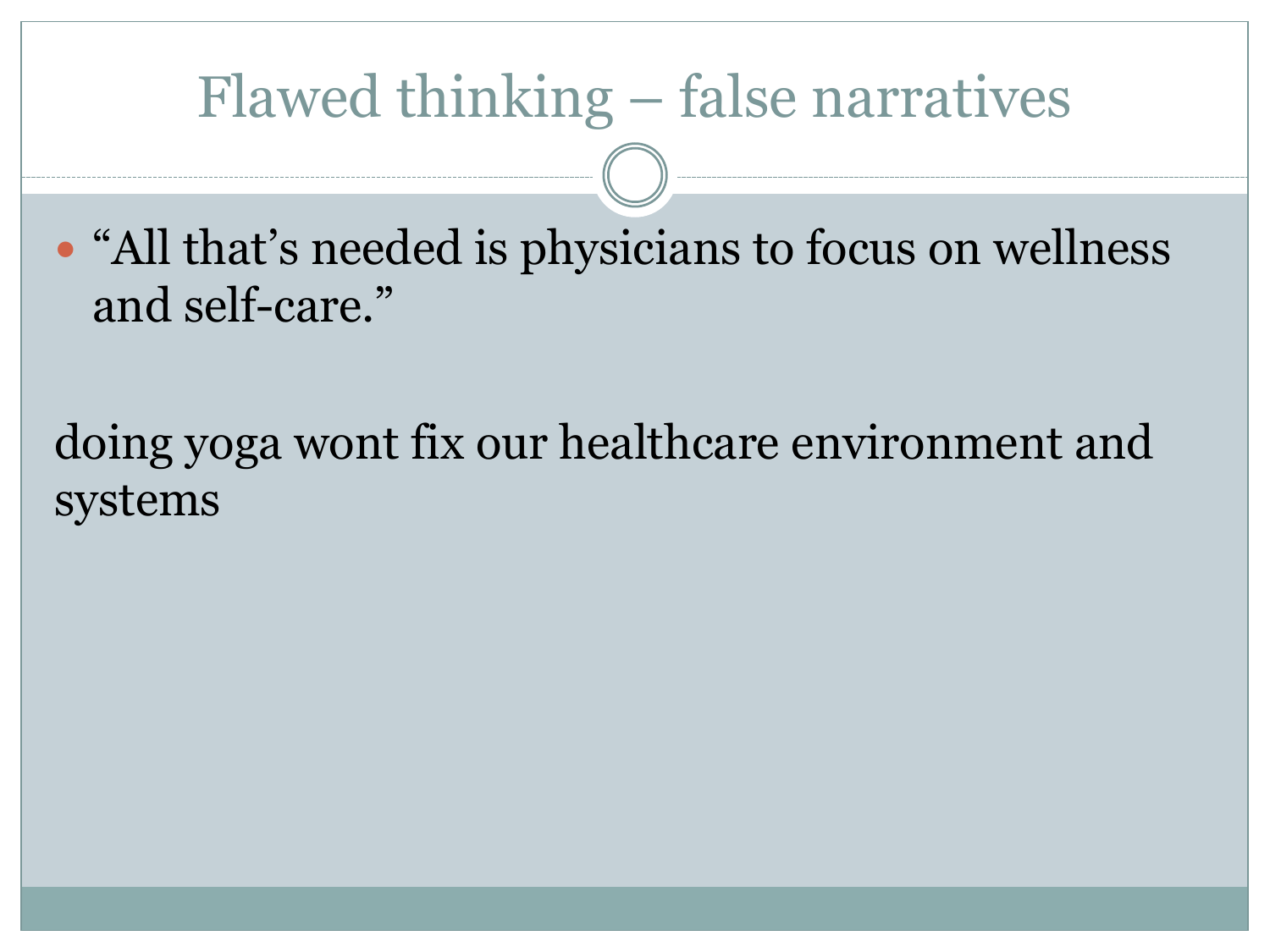# Flawed thinking – false narratives

- "All that's needed is physicians to focus on wellness and self-care."

doing yoga wont fix our healthcare environment and systems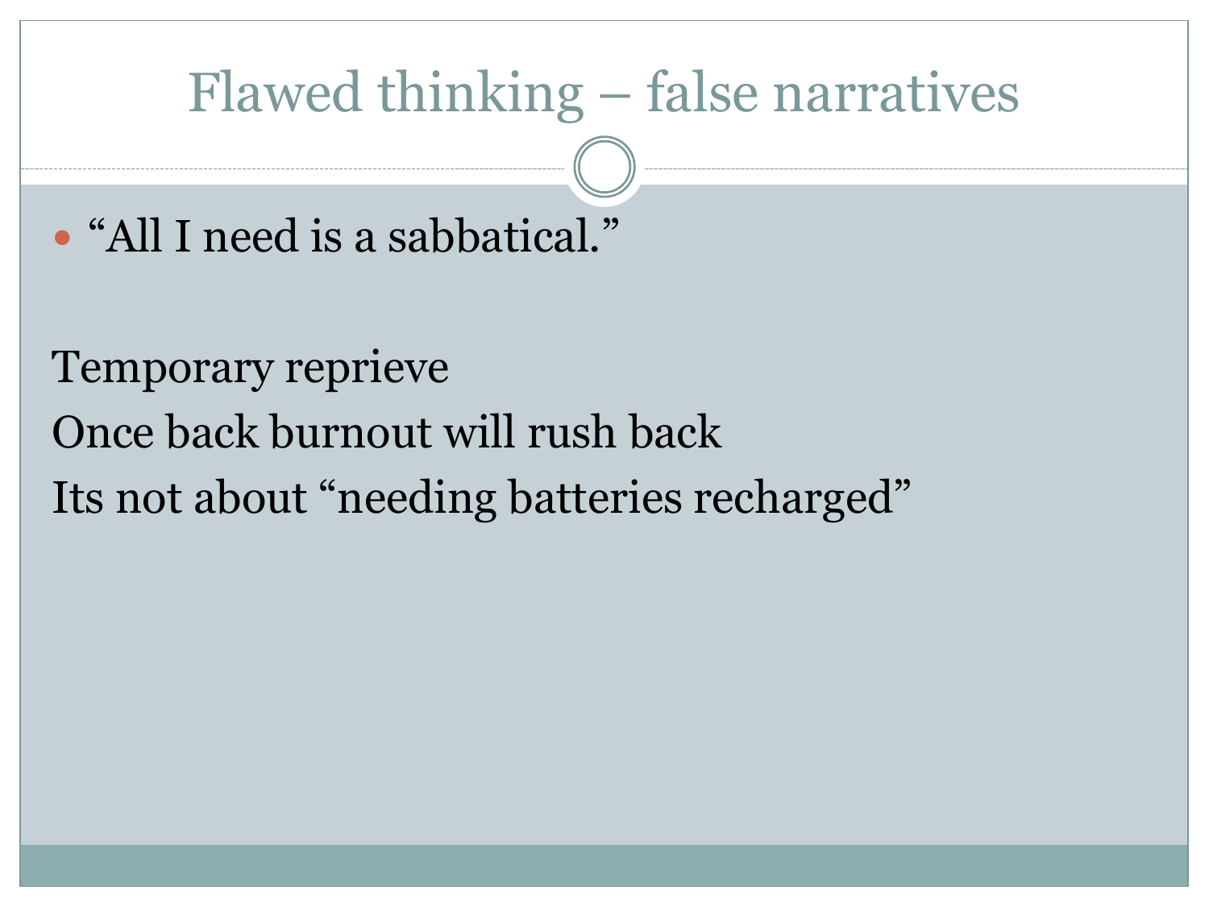# Flawed thinking – false narratives

- "All I need is a sabbatical."

Temporary reprieve

Once back burnout will rush back

Its not about "needing batteries recharged"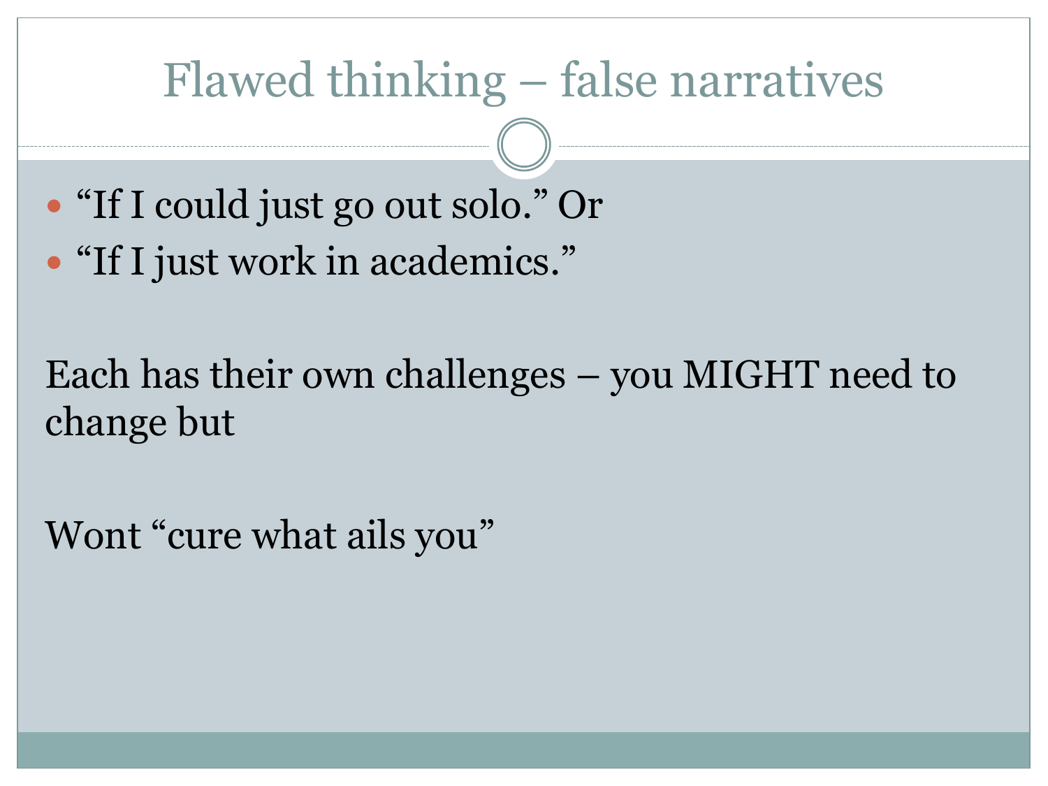# Flawed thinking – false narratives

- "If I could just go out solo." Or
- "If I just work in academics."

Each has their own challenges – you MIGHT need to change but

Wont "cure what ails you"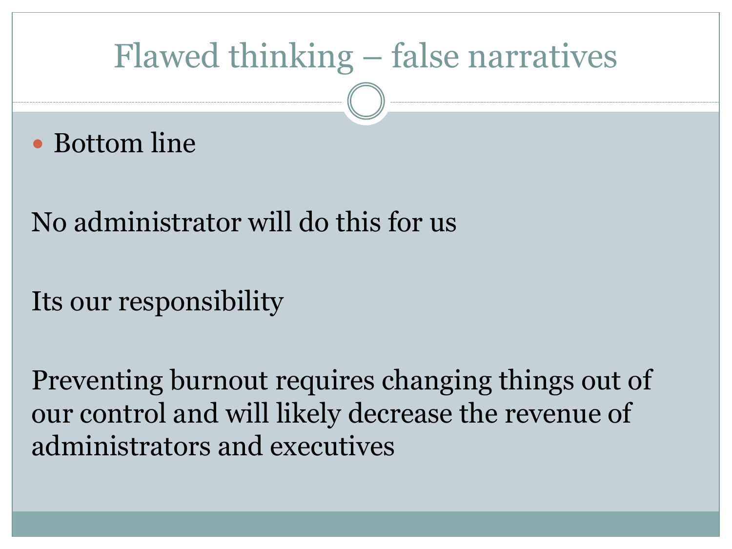# Flawed thinking – false narratives

- Bottom line

No administrator will do this for us

Its our responsibility

Preventing burnout requires changing things out of our control and will likely decrease the revenue of administrators and executives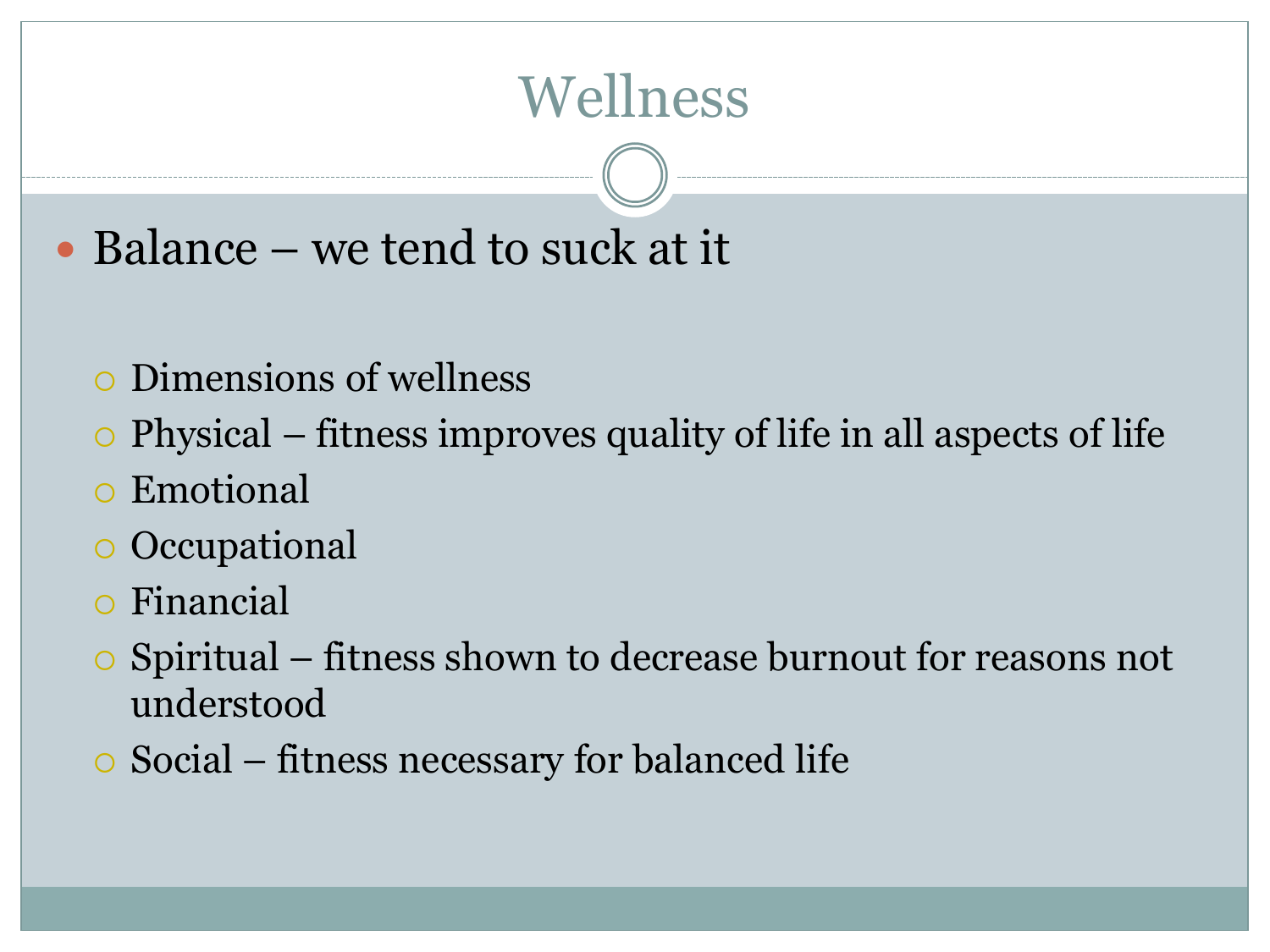# Wellness

- Balance – we tend to suck at it
  - Dimensions of wellness
  - Physical – fitness improves quality of life in all aspects of life
  - Emotional
  - Occupational
  - Financial
  - Spiritual – fitness shown to decrease burnout for reasons not understood
  - Social – fitness necessary for balanced life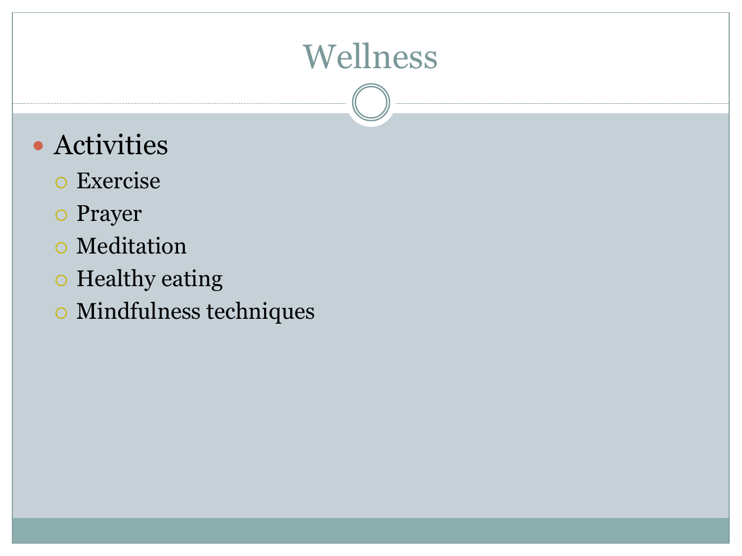# Wellness

- Activities
  - Exercise
  - Prayer
  - Meditation
  - Healthy eating
  - Mindfulness techniques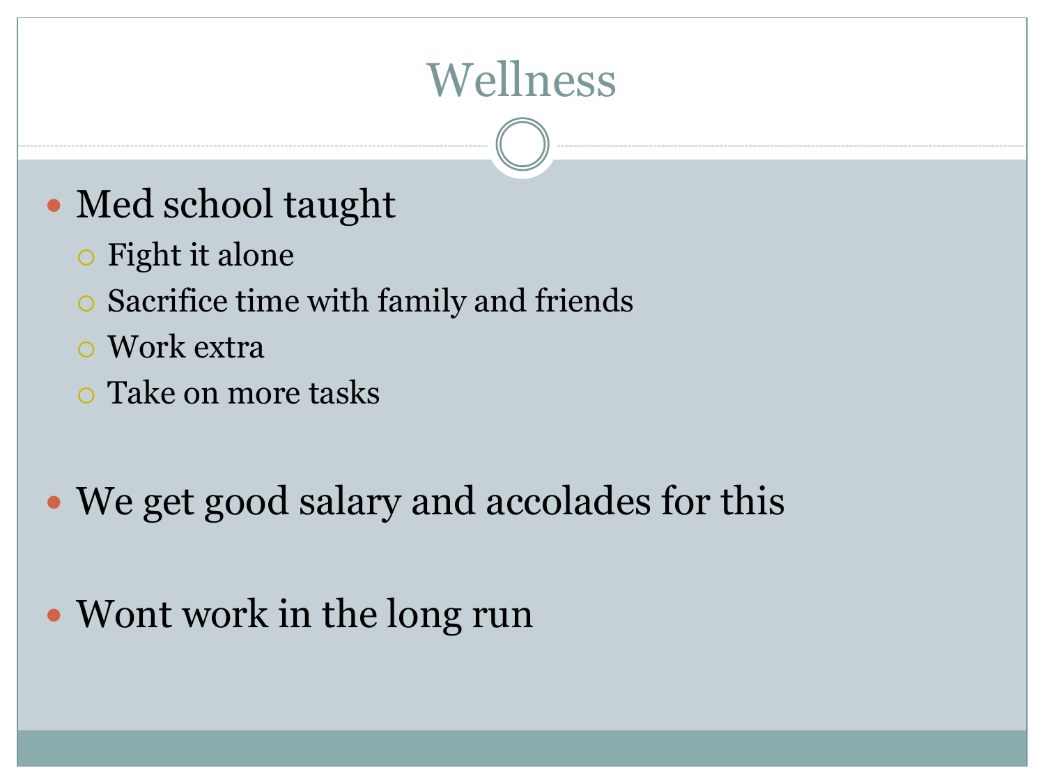# Wellness

- Med school taught
  - Fight it alone
  - Sacrifice time with family and friends
  - Work extra
  - Take on more tasks
- We get good salary and accolades for this
- Wont work in the long run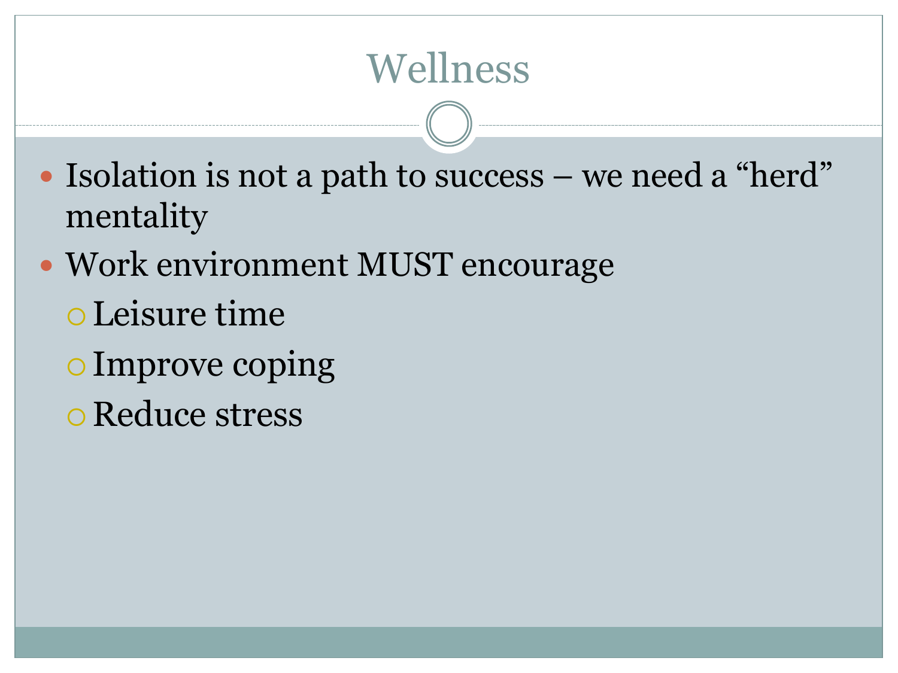# Wellness

- Isolation is not a path to success – we need a “herd” mentality
- Work environment MUST encourage
  - Leisure time
  - Improve coping
  - Reduce stress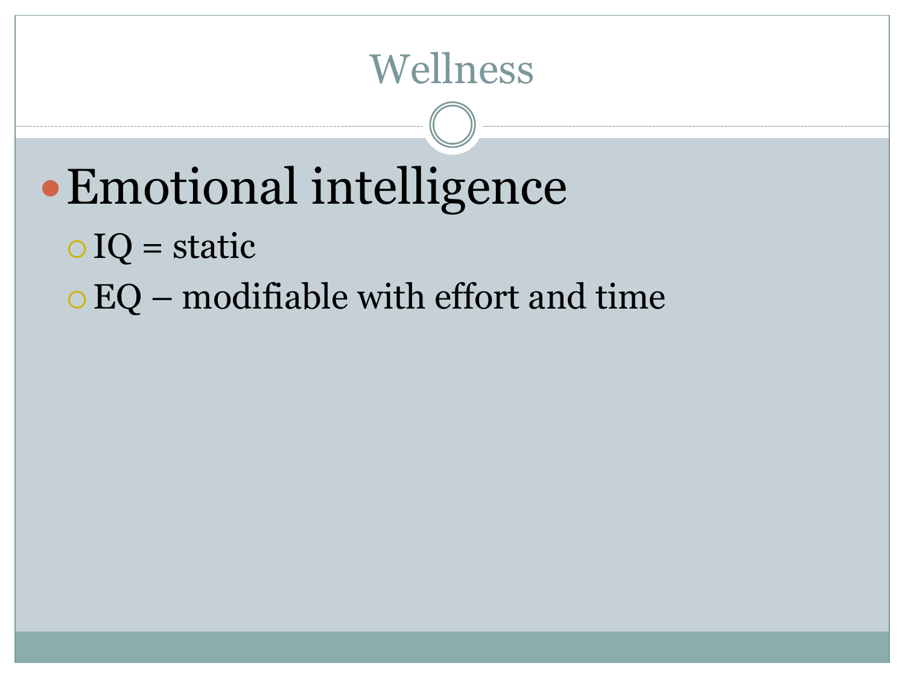# Wellness

- Emotional intelligence
  - IQ = static
  - EQ – modifiable with effort and time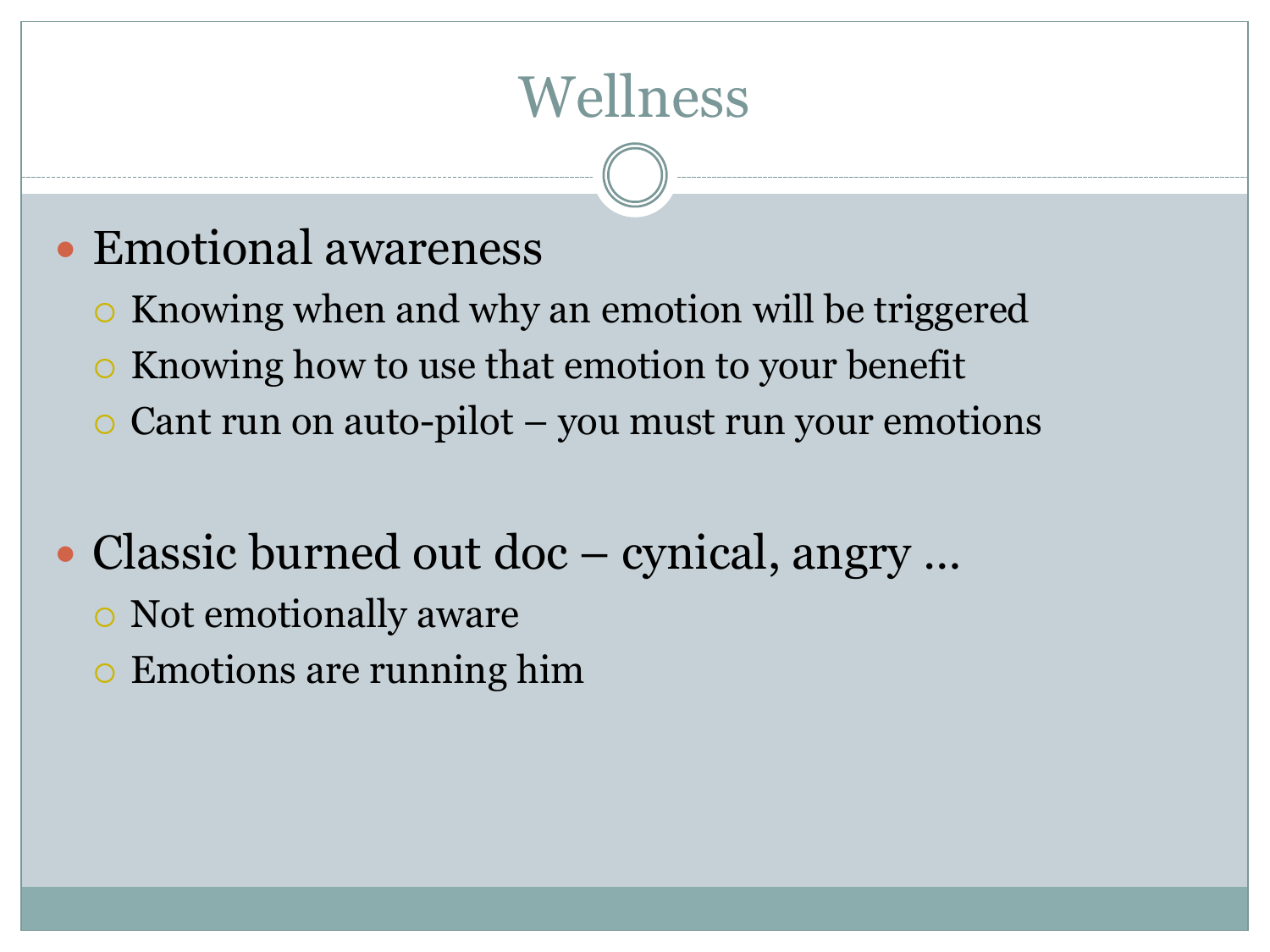# Wellness

- Emotional awareness
  - Knowing when and why an emotion will be triggered
  - Knowing how to use that emotion to your benefit
  - Cant run on auto-pilot – you must run your emotions

- Classic burned out doc – cynical, angry …
  - Not emotionally aware
  - Emotions are running him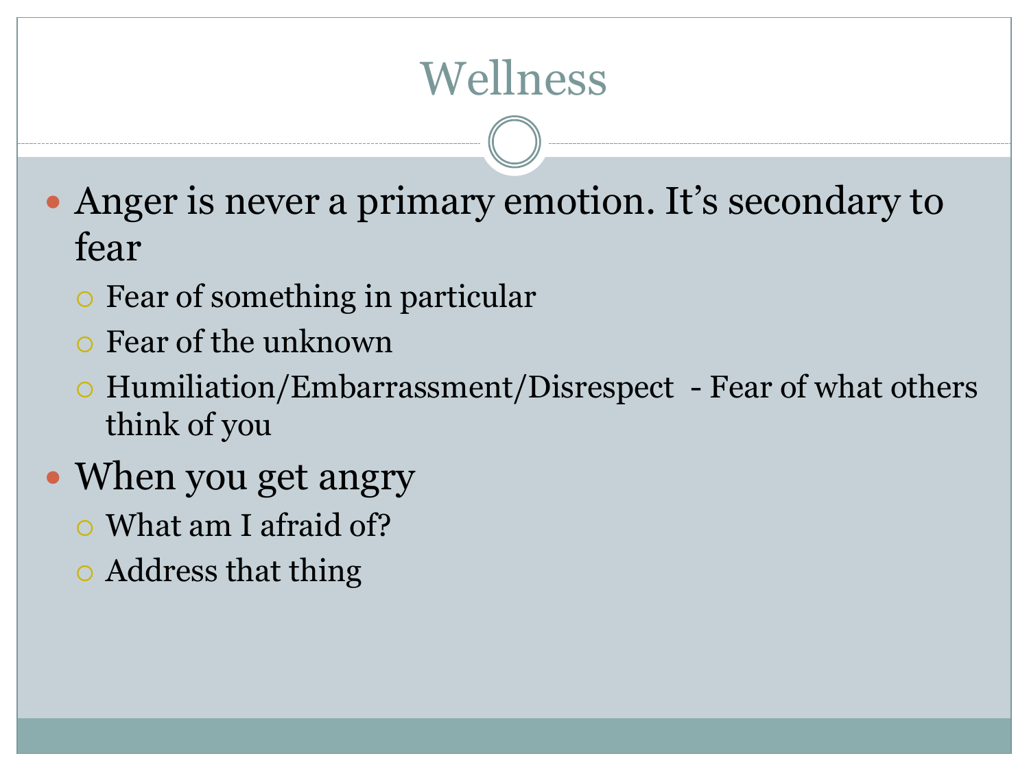# Wellness

- Anger is never a primary emotion. It's secondary to fear
  - Fear of something in particular
  - Fear of the unknown
  - Humiliation/Embarrassment/Disrespect - Fear of what others think of you
- When you get angry
  - What am I afraid of?
  - Address that thing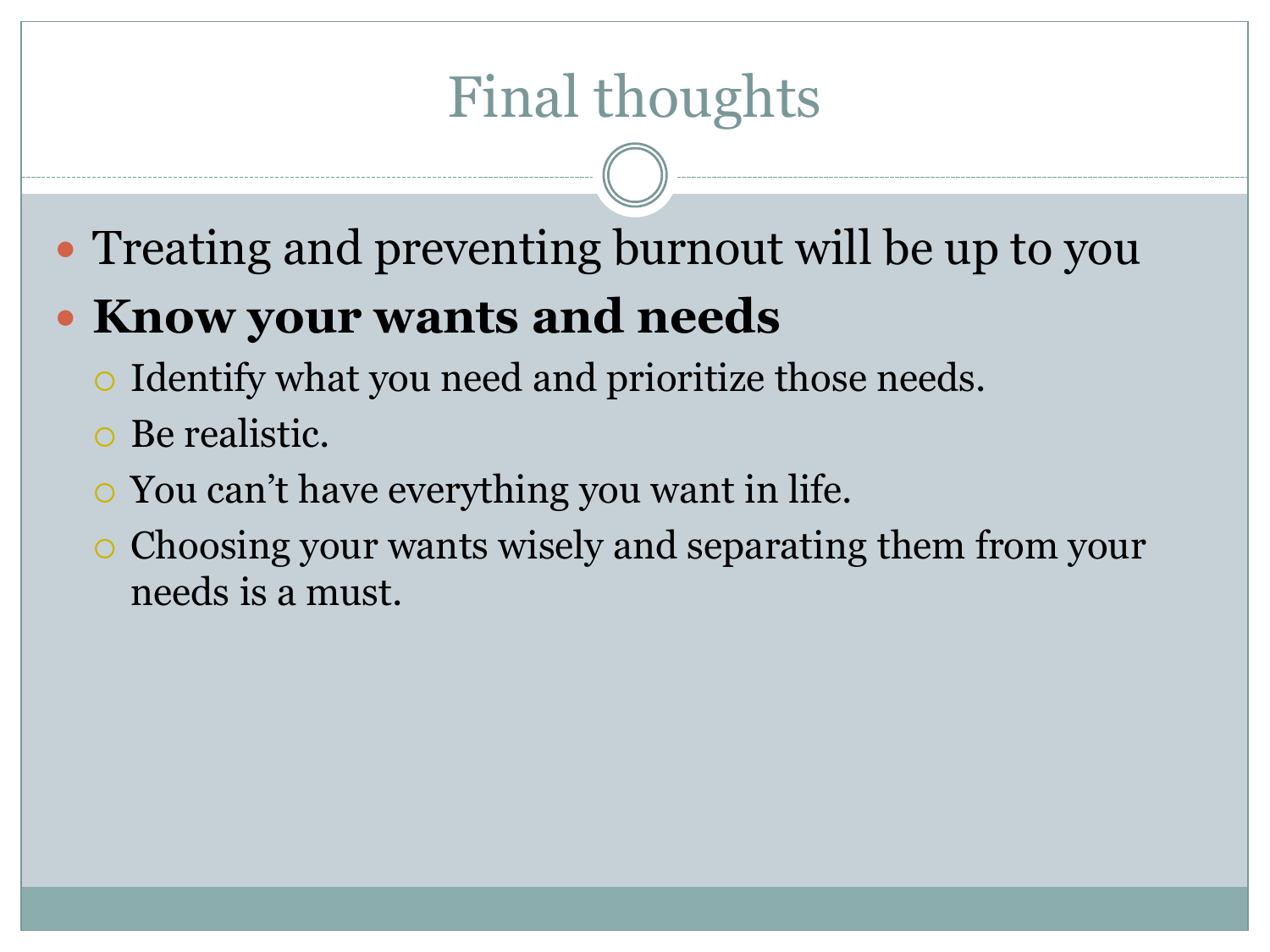# Final thoughts

- Treating and preventing burnout will be up to you
- **Know your wants and needs**
  - Identify what you need and prioritize those needs.
  - Be realistic.
  - You can't have everything you want in life.
  - Choosing your wants wisely and separating them from your needs is a must.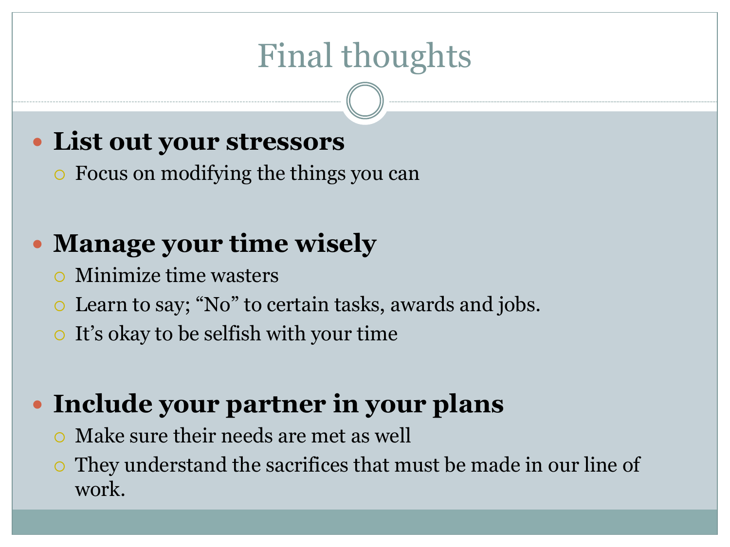# Final thoughts

- **List out your stressors**
  - Focus on modifying the things you can

- **Manage your time wisely**
  - Minimize time wasters
  - Learn to say; “No” to certain tasks, awards and jobs.
  - It’s okay to be selfish with your time

- **Include your partner in your plans**
  - Make sure their needs are met as well
  - They understand the sacrifices that must be made in our line of work.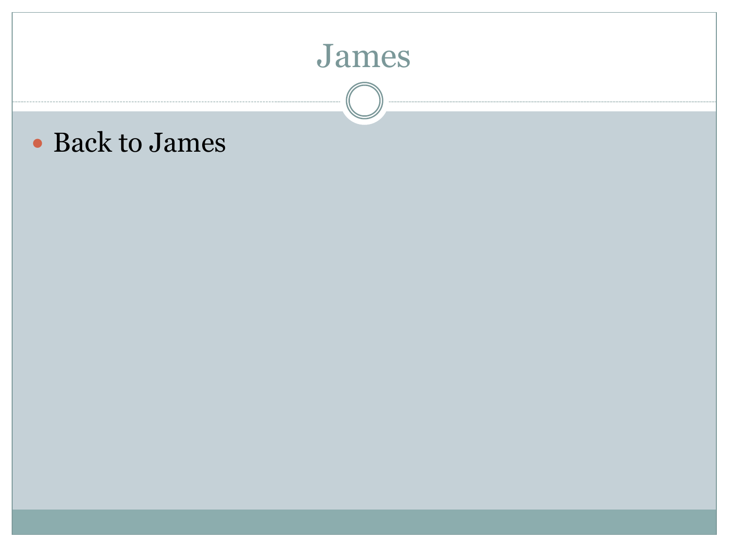# James

- Back to James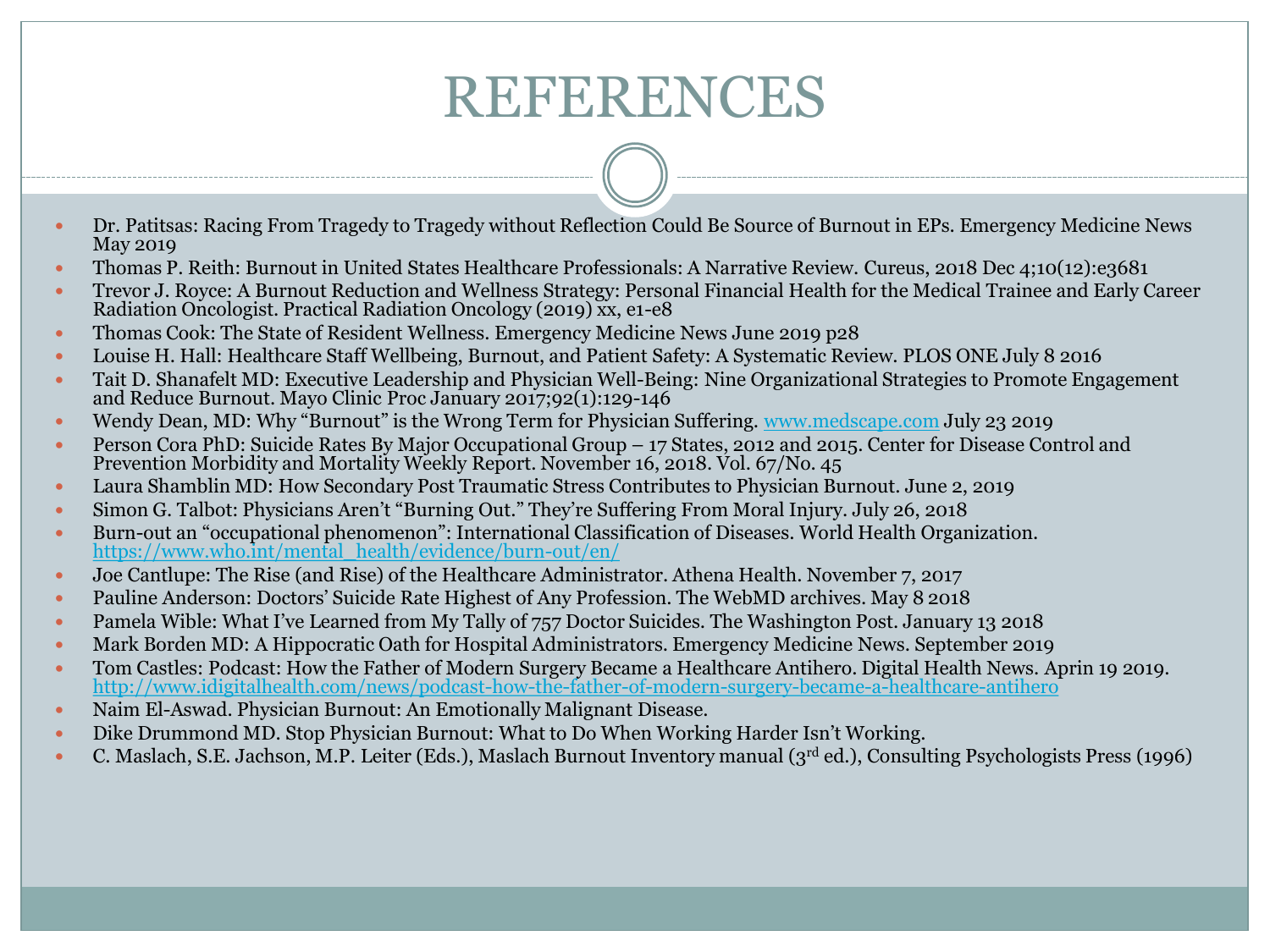# REFERENCES

- Dr. Patitsas: Racing From Tragedy to Tragedy without Reflection Could Be Source of Burnout in EPs. Emergency Medicine News May 2019
- Thomas P. Reith: Burnout in United States Healthcare Professionals: A Narrative Review. Cureus, 2018 Dec 4;10(12):e3681
- Trevor J. Royce: A Burnout Reduction and Wellness Strategy: Personal Financial Health for the Medical Trainee and Early Career Radiation Oncologist. Practical Radiation Oncology (2019) xx, e1-e8
- Thomas Cook: The State of Resident Wellness. Emergency Medicine News June 2019 p28
- Louise H. Hall: Healthcare Staff Wellbeing, Burnout, and Patient Safety: A Systematic Review. PLOS ONE July 8 2016
- Tait D. Shanafelt MD: Executive Leadership and Physician Well-Being: Nine Organizational Strategies to Promote Engagement and Reduce Burnout. Mayo Clinic Proc January 2017;92(1):129-146
- Wendy Dean, MD: Why "Burnout" is the Wrong Term for Physician Suffering. www.medscape.com July 23 2019
- Person Cora PhD: Suicide Rates By Major Occupational Group – 17 States, 2012 and 2015. Center for Disease Control and Prevention Morbidity and Mortality Weekly Report. November 16, 2018. Vol. 67/No. 45
- Laura Shamblin MD: How Secondary Post Traumatic Stress Contributes to Physician Burnout. June 2, 2019
- Simon G. Talbot: Physicians Aren't "Burning Out." They're Suffering From Moral Injury. July 26, 2018
- Burn-out an "occupational phenomenon": International Classification of Diseases. World Health Organization. https://www.who.int/mental_health/evidence/burn-out/en/
- Joe Cantlupe: The Rise (and Rise) of the Healthcare Administrator. Athena Health. November 7, 2017
- Pauline Anderson: Doctors' Suicide Rate Highest of Any Profession. The WebMD archives. May 8 2018
- Pamela Wible: What I've Learned from My Tally of 757 Doctor Suicides. The Washington Post. January 13 2018
- Mark Borden MD: A Hippocratic Oath for Hospital Administrators. Emergency Medicine News. September 2019
- Tom Castles: Podcast: How the Father of Modern Surgery Became a Healthcare Antihero. Digital Health News. Aprin 19 2019. http://www.idigitalhealth.com/news/podcast-how-the-father-of-modern-surgery-became-a-healthcare-antihero
- Naim El-Aswad. Physician Burnout: An Emotionally Malignant Disease.
- Dike Drummond MD. Stop Physician Burnout: What to Do When Working Harder Isn't Working.
- C. Maslach, S.E. Jachson, M.P. Leiter (Eds.), Maslach Burnout Inventory manual (3rd ed.), Consulting Psychologists Press (1996)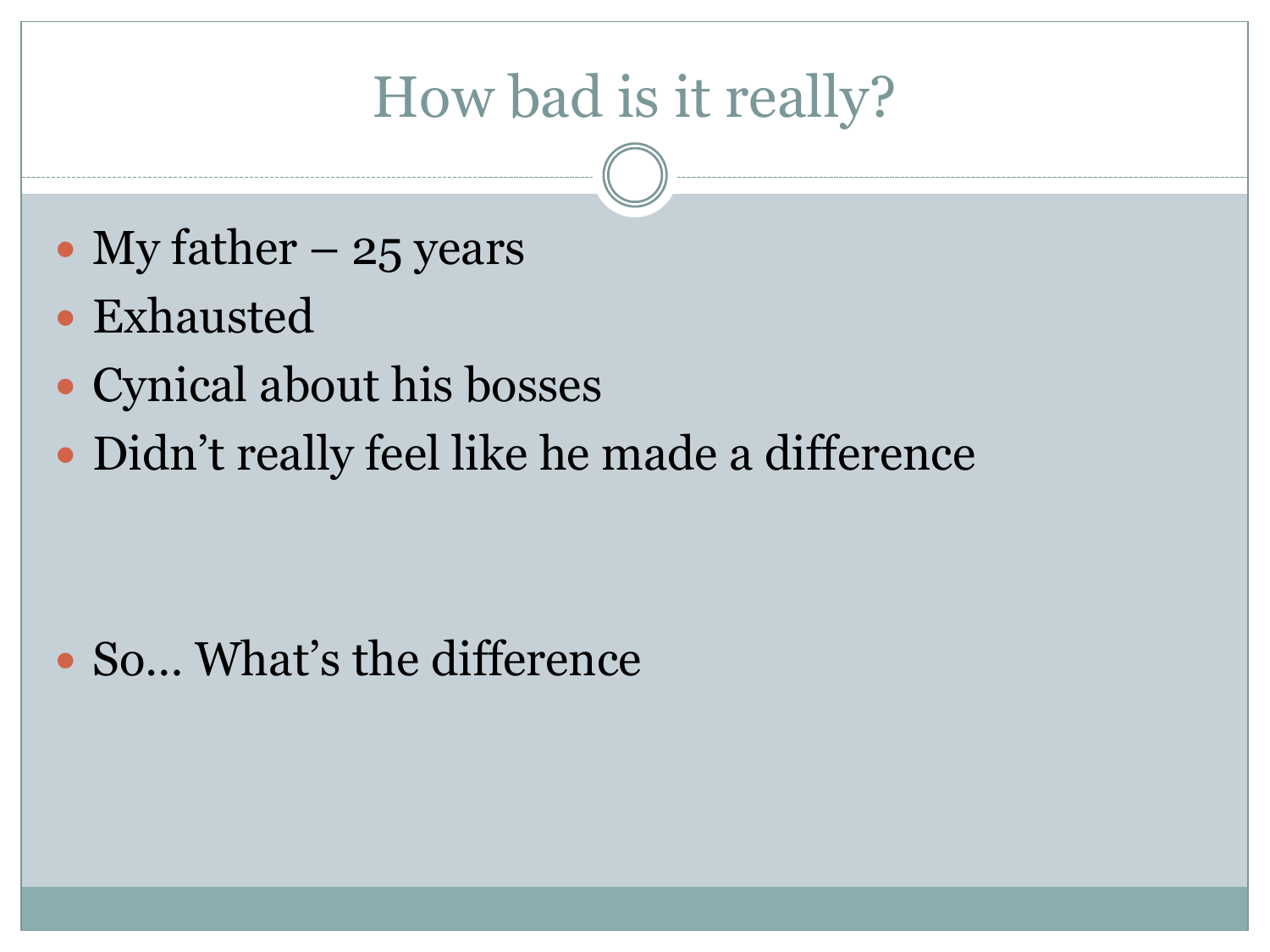# How bad is it really?

- My father – 25 years
- Exhausted
- Cynical about his bosses
- Didn't really feel like he made a difference

- So… What's the difference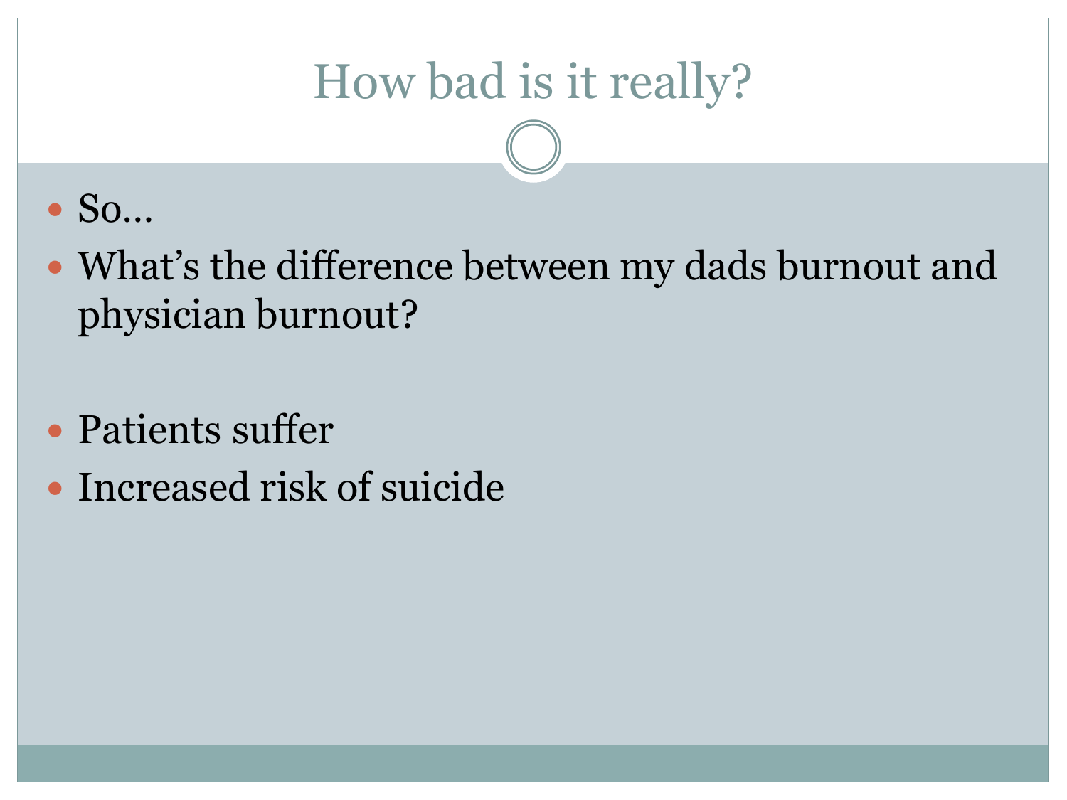# How bad is it really?

- So…
- What's the difference between my dads burnout and physician burnout?

- Patients suffer
- Increased risk of suicide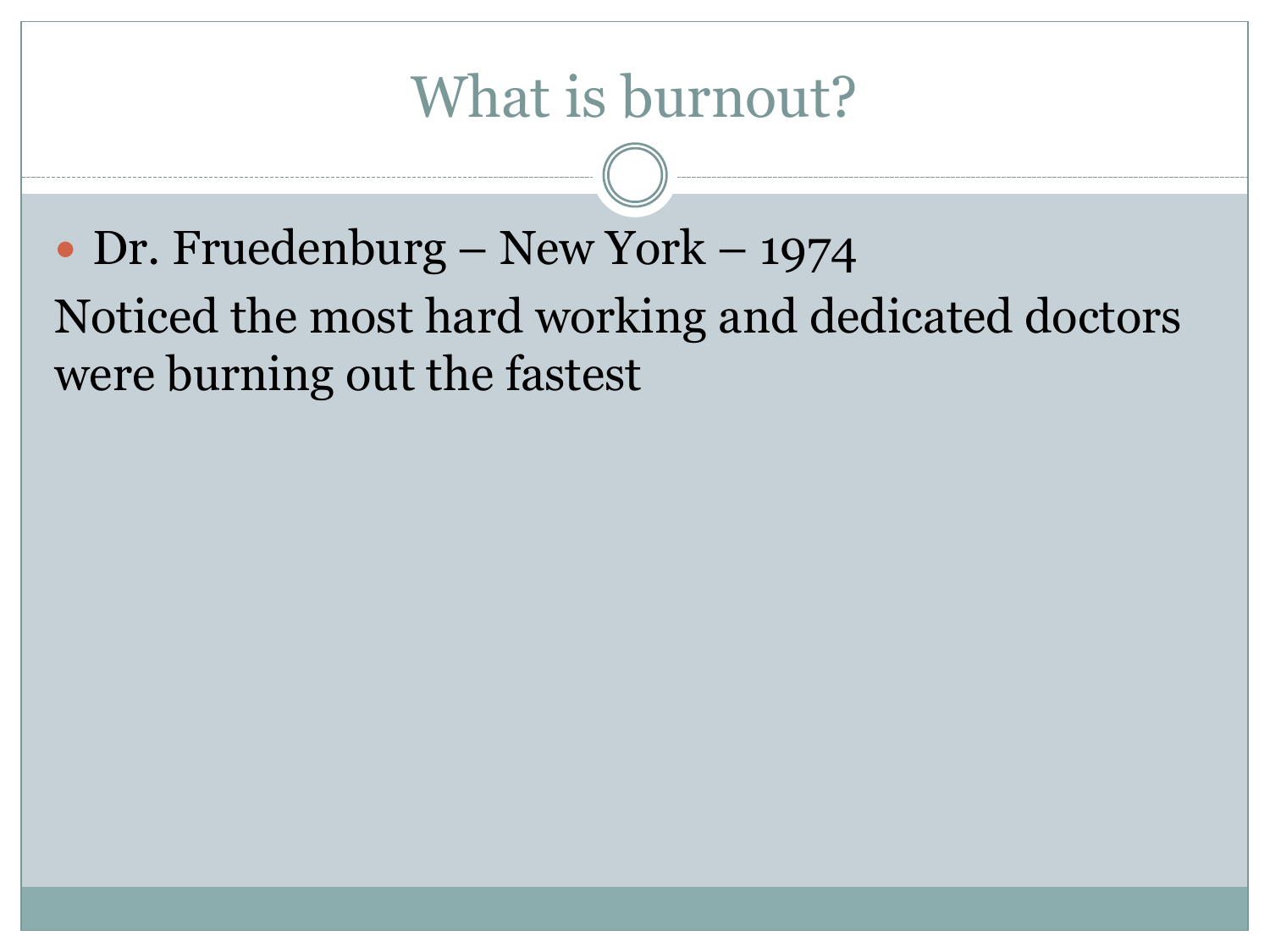# What is burnout?

- Dr. Fruedenburg – New York – 1974

Noticed the most hard working and dedicated doctors were burning out the fastest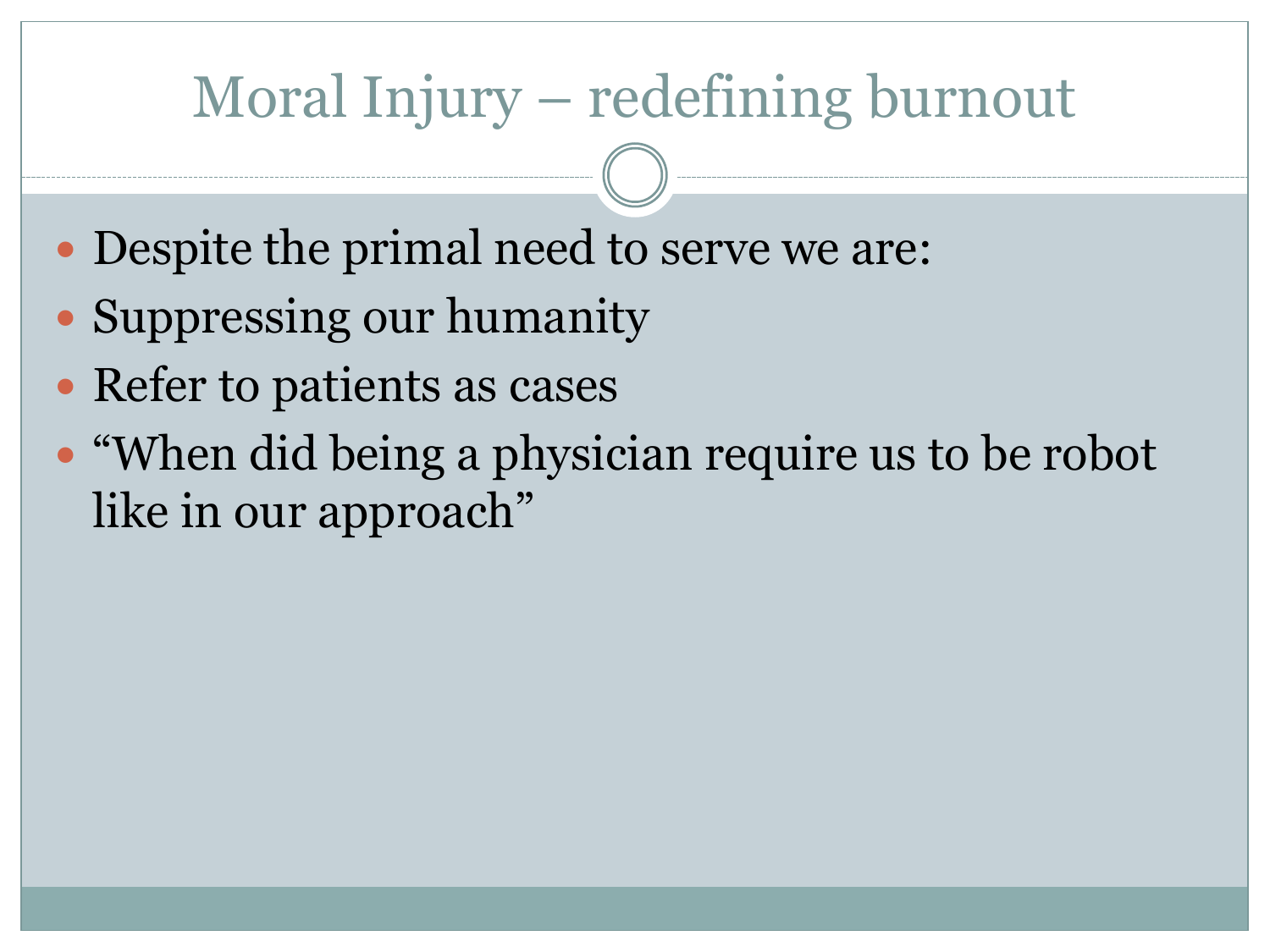# Moral Injury – redefining burnout

- Despite the primal need to serve we are:
- Suppressing our humanity
- Refer to patients as cases
- "When did being a physician require us to be robot like in our approach"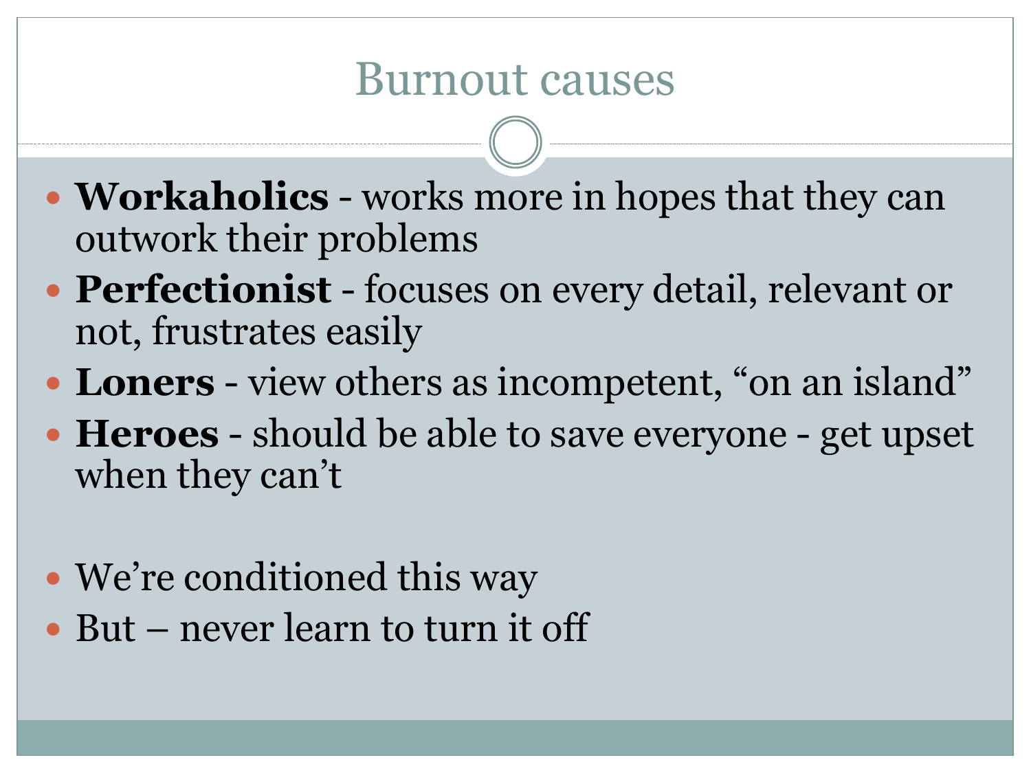# Burnout causes

- **Workaholics** - works more in hopes that they can outwork their problems
- **Perfectionist** - focuses on every detail, relevant or not, frustrates easily
- **Loners** - view others as incompetent, “on an island”
- **Heroes** - should be able to save everyone - get upset when they can’t

- We’re conditioned this way
- But – never learn to turn it off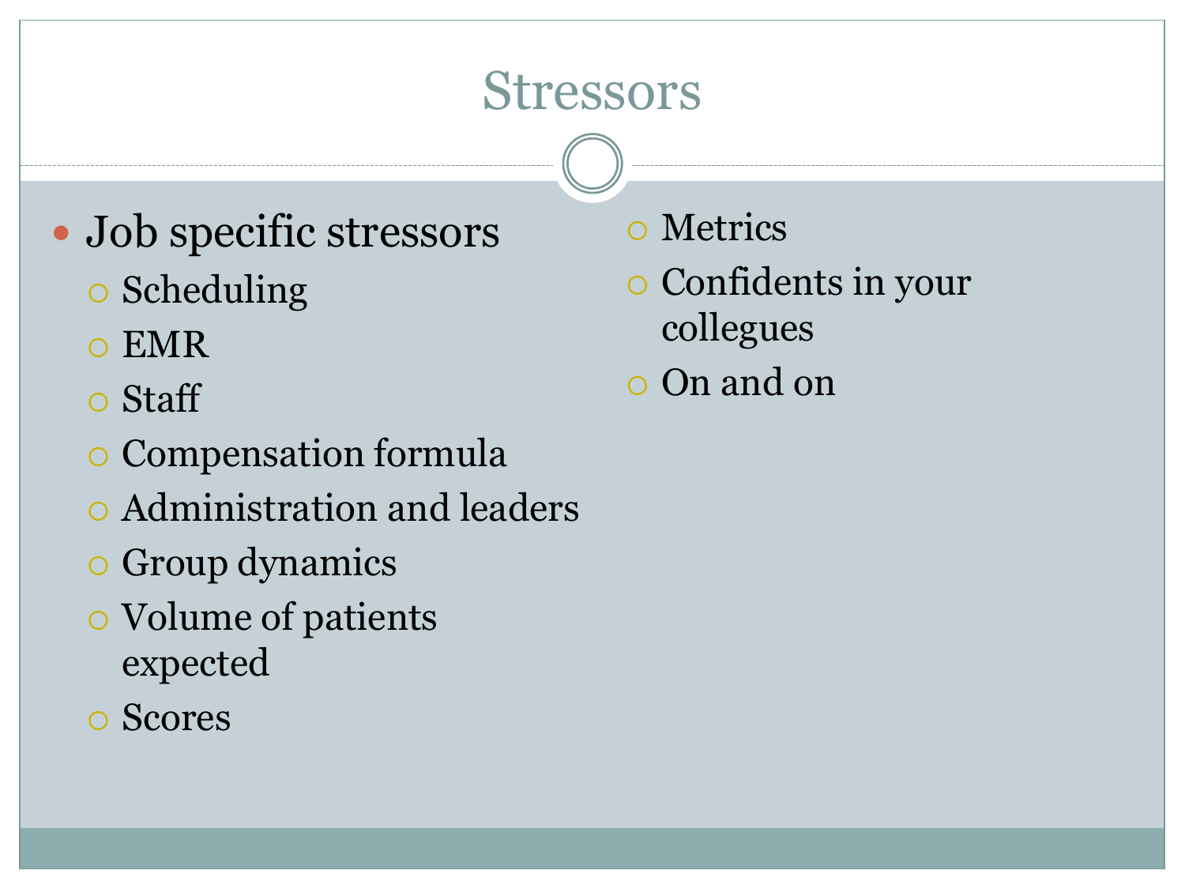# Stressors

- Job specific stressors
  - Scheduling
  - EMR
  - Staff
  - Compensation formula
  - Administration and leaders
  - Group dynamics
  - Volume of patients expected
  - Scores
  - Metrics
  - Confidents in your collegues
  - On and on